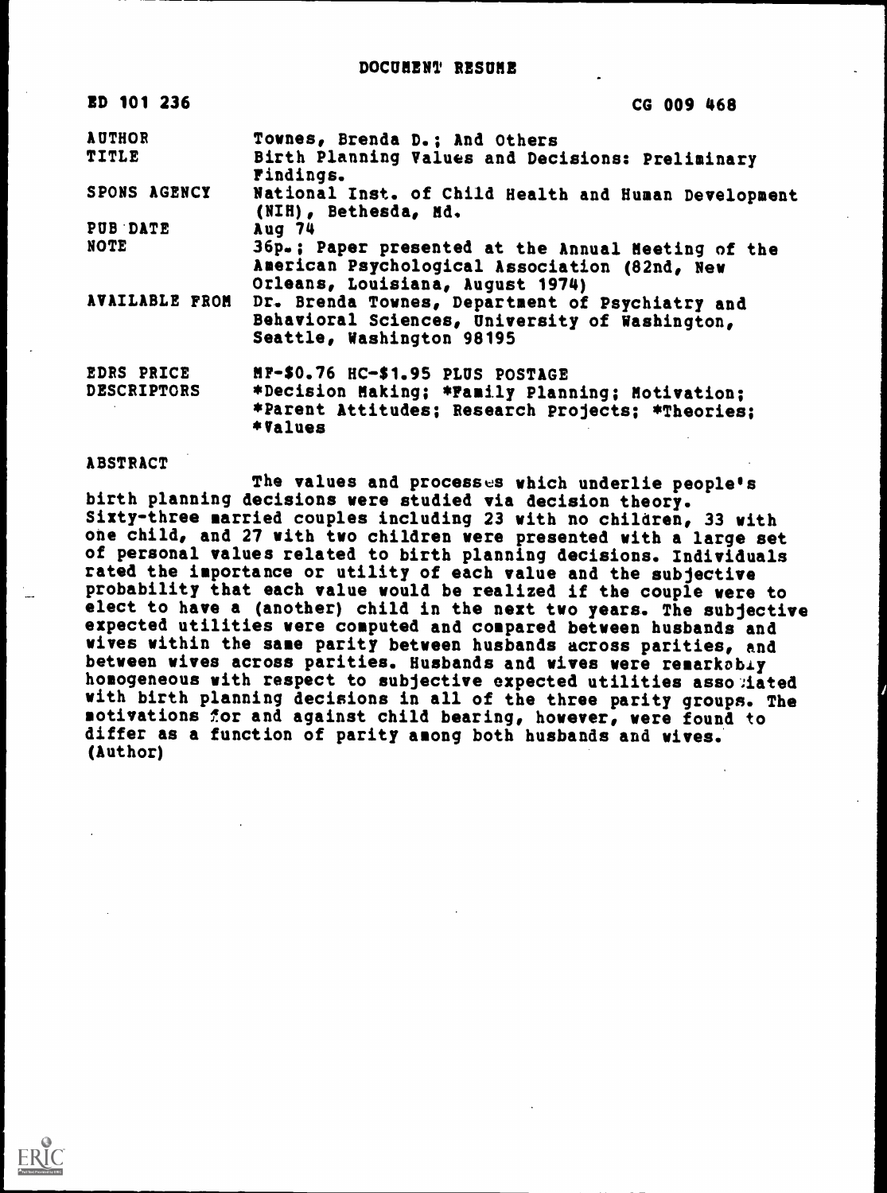# DOCUMENT RESUME

| | |
|---|---|
| ED 101 236 | CG 009 468 |
| AUTHOR | Townes, Brenda D.; And Others |
| TITLE | Birth Planning Values and Decisions: Preliminary Findings. |
| SPONS AGENCY | National Inst. of Child Health and Human Development (NIH), Bethesda, Md. |
| PUB DATE | Aug 74 |
| NOTE | 36p.; Paper presented at the Annual Meeting of the American Psychological Association (82nd, New Orleans, Louisiana, August 1974) |
| AVAILABLE FROM | Dr. Brenda Townes, Department of Psychiatry and Behavioral Sciences, University of Washington, Seattle, Washington 98195 |
| EDRS PRICE | MF-$0.76 HC-$1.95 PLUS POSTAGE |
| DESCRIPTORS | *Decision Making; *Family Planning; Motivation; *Parent Attitudes; Research Projects; *Theories; *Values |

## ABSTRACT

The values and processes which underlie people's birth planning decisions were studied via decision theory. Sixty-three married couples including 23 with no children, 33 with one child, and 27 with two children were presented with a large set of personal values related to birth planning decisions. Individuals rated the importance or utility of each value and the subjective probability that each value would be realized if the couple were to elect to have a (another) child in the next two years. The subjective expected utilities were computed and compared between husbands and wives within the same parity between husbands across parities, and between wives across parities. Husbands and wives were remarkably homogeneous with respect to subjective expected utilities associated with birth planning decisions in all of the three parity groups. The motivations for and against child bearing, however, were found to differ as a function of parity among both husbands and wives. (Author)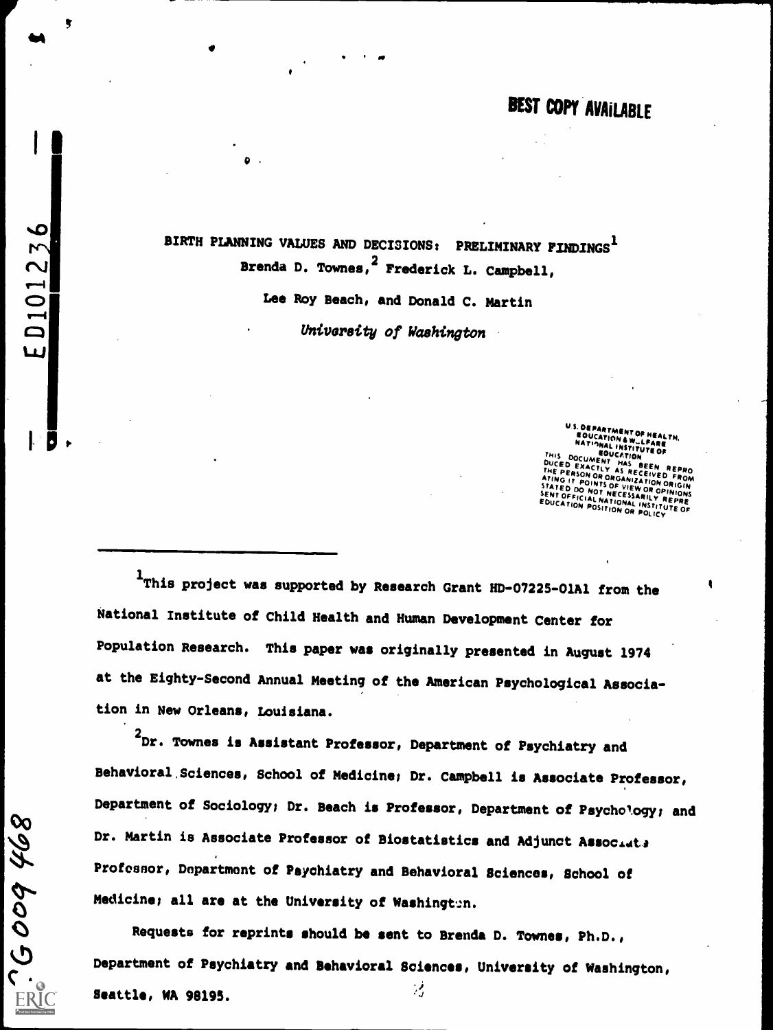BEST COPY AVAILABLE

# BIRTH PLANNING VALUES AND DECISIONS: PRELIMINARY FINDINGS[1]

Brenda D. Townes,[2] Frederick L. Campbell,

Lee Roy Beach, and Donald C. Martin

*University of Washington*

U.S. DEPARTMENT OF HEALTH, EDUCATION & WELFARE NATIONAL INSTITUTE OF EDUCATION THIS DOCUMENT HAS BEEN REPRODUCED EXACTLY AS RECEIVED FROM THE PERSON OR ORGANIZATION ORIGINATING IT. POINTS OF VIEW OR OPINIONS STATED DO NOT NECESSARILY REPRESENT OFFICIAL NATIONAL INSTITUTE OF EDUCATION POSITION OR POLICY

[1]This project was supported by Research Grant HD-07225-01A1 from the National Institute of Child Health and Human Development Center for Population Research. This paper was originally presented in August 1974 at the Eighty-Second Annual Meeting of the American Psychological Association in New Orleans, Louisiana.

[2]Dr. Townes is Assistant Professor, Department of Psychiatry and Behavioral Sciences, School of Medicine; Dr. Campbell is Associate Professor, Department of Sociology; Dr. Beach is Professor, Department of Psychology; and Dr. Martin is Associate Professor of Biostatistics and Adjunct Associate Professor, Department of Psychiatry and Behavioral Sciences, School of Medicine; all are at the University of Washington.

Requests for reprints should be sent to Brenda D. Townes, Ph.D., Department of Psychiatry and Behavioral Sciences, University of Washington, Seattle, WA 98195.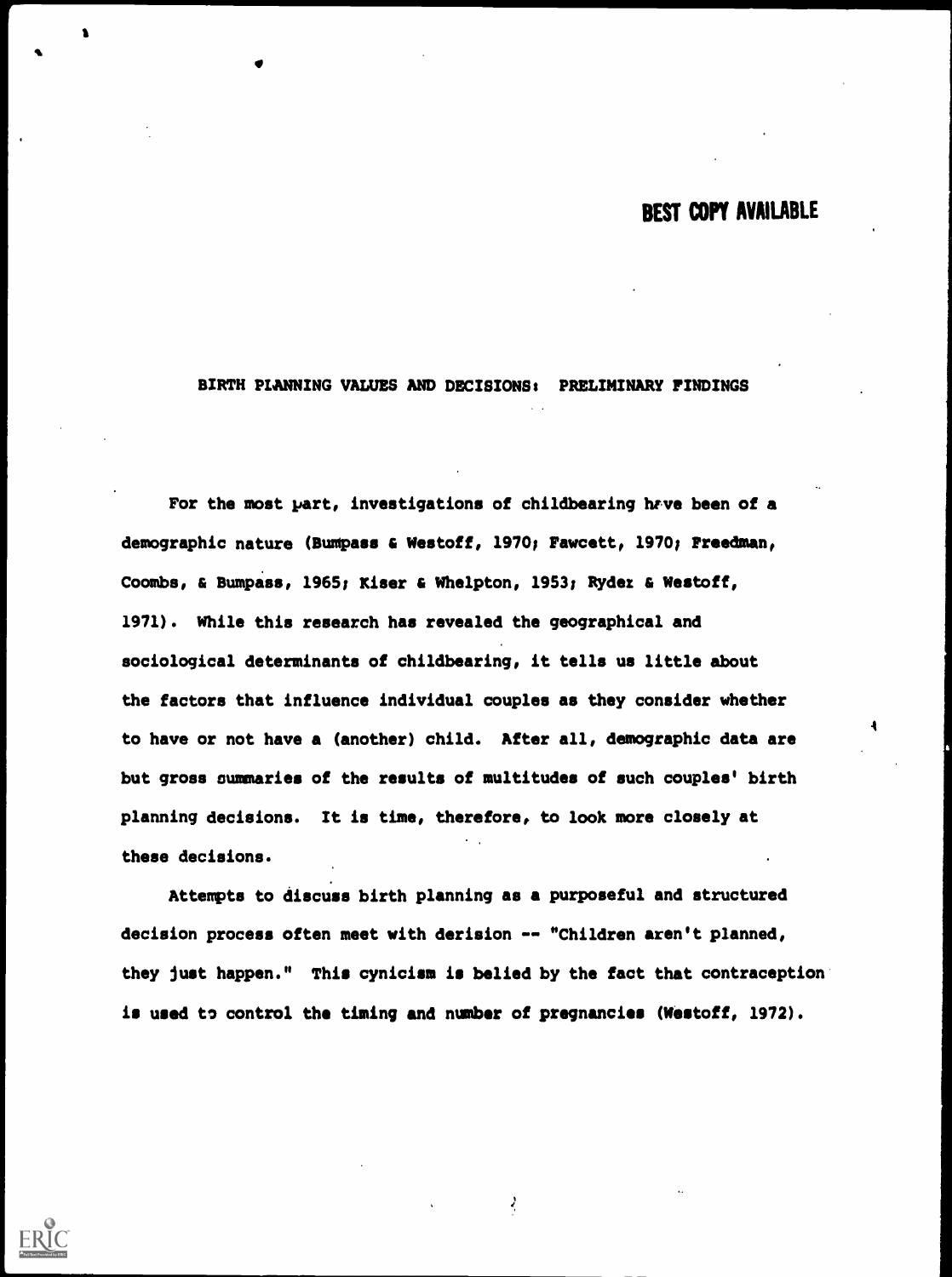BEST COPY AVAILABLE

## BIRTH PLANNING VALUES AND DECISIONS: PRELIMINARY FINDINGS

For the most part, investigations of childbearing have been of a demographic nature (Bumpass & Westoff, 1970; Fawcett, 1970; Freedman, Coombs, & Bumpass, 1965; Kiser & Whelpton, 1953; Ryder & Westoff, 1971). While this research has revealed the geographical and sociological determinants of childbearing, it tells us little about the factors that influence individual couples as they consider whether to have or not have a (another) child. After all, demographic data are but gross summaries of the results of multitudes of such couples' birth planning decisions. It is time, therefore, to look more closely at these decisions.

Attempts to discuss birth planning as a purposeful and structured decision process often meet with derision -- "Children aren't planned, they just happen." This cynicism is belied by the fact that contraception is used to control the timing and number of pregnancies (Westoff, 1972).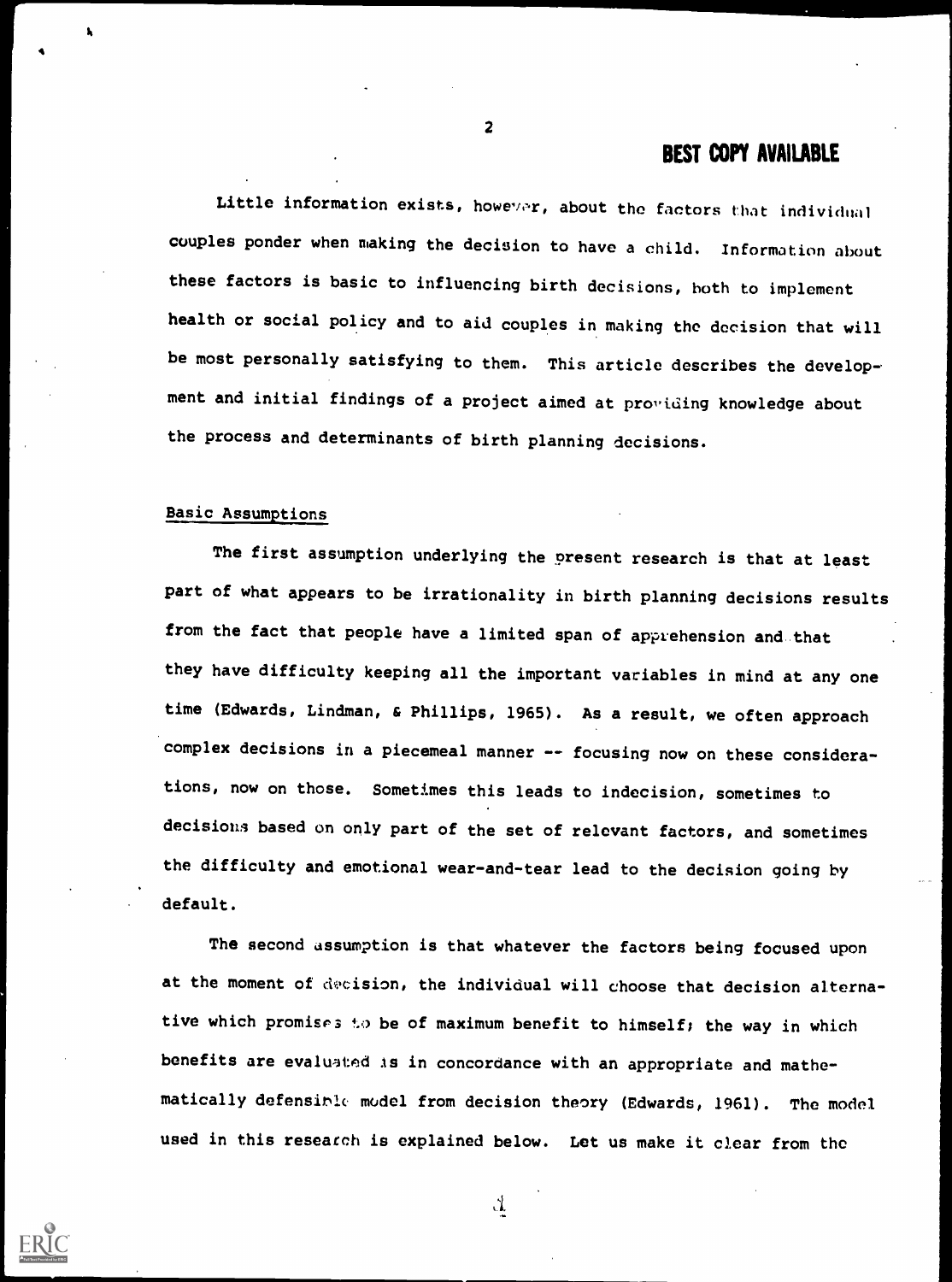Little information exists, however, about the factors that individual couples ponder when making the decision to have a child. Information about these factors is basic to influencing birth decisions, both to implement health or social policy and to aid couples in making the decision that will be most personally satisfying to them. This article describes the development and initial findings of a project aimed at providing knowledge about the process and determinants of birth planning decisions.

## Basic Assumptions

The first assumption underlying the present research is that at least part of what appears to be irrationality in birth planning decisions results from the fact that people have a limited span of apprehension and that they have difficulty keeping all the important variables in mind at any one time (Edwards, Lindman, & Phillips, 1965). As a result, we often approach complex decisions in a piecemeal manner -- focusing now on these considerations, now on those. Sometimes this leads to indecision, sometimes to decisions based on only part of the set of relevant factors, and sometimes the difficulty and emotional wear-and-tear lead to the decision going by default.

The second assumption is that whatever the factors being focused upon at the moment of decision, the individual will choose that decision alternative which promises to be of maximum benefit to himself; the way in which benefits are evaluated is in concordance with an appropriate and mathematically defensible model from decision theory (Edwards, 1961). The model used in this research is explained below. Let us make it clear from the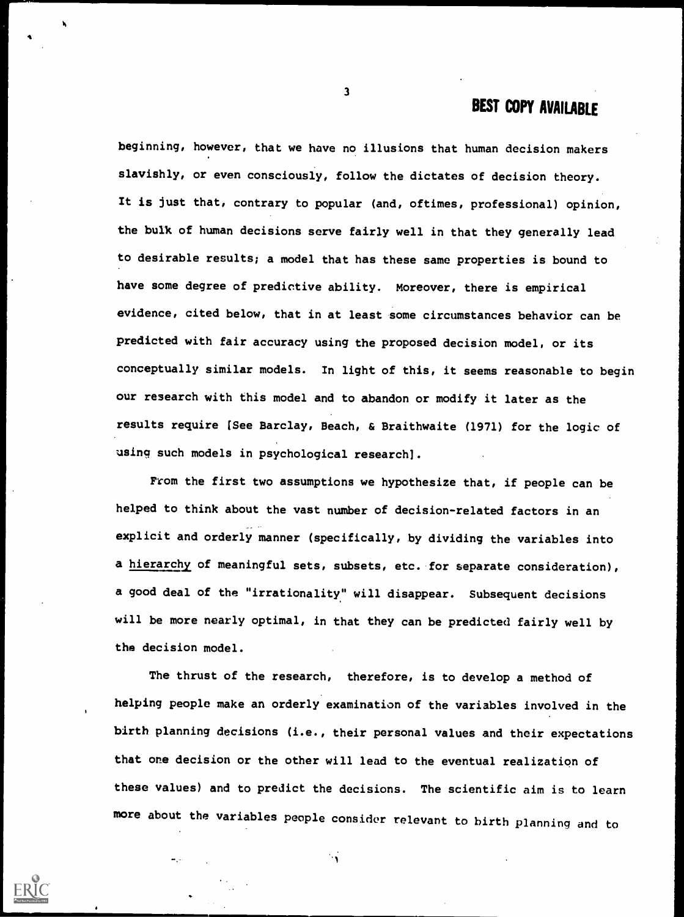beginning, however, that we have no illusions that human decision makers slavishly, or even consciously, follow the dictates of decision theory. It is just that, contrary to popular (and, oftimes, professional) opinion, the bulk of human decisions serve fairly well in that they generally lead to desirable results; a model that has these same properties is bound to have some degree of predictive ability. Moreover, there is empirical evidence, cited below, that in at least some circumstances behavior can be predicted with fair accuracy using the proposed decision model, or its conceptually similar models. In light of this, it seems reasonable to begin our research with this model and to abandon or modify it later as the results require [See Barclay, Beach, & Braithwaite (1971) for the logic of using such models in psychological research].

From the first two assumptions we hypothesize that, if people can be helped to think about the vast number of decision-related factors in an explicit and orderly manner (specifically, by dividing the variables into a <u>hierarchy</u> of meaningful sets, subsets, etc. for separate consideration), a good deal of the "irrationality" will disappear. Subsequent decisions will be more nearly optimal, in that they can be predicted fairly well by the decision model.

The thrust of the research, therefore, is to develop a method of helping people make an orderly examination of the variables involved in the birth planning decisions (i.e., their personal values and their expectations that one decision or the other will lead to the eventual realization of these values) and to predict the decisions. The scientific aim is to learn more about the variables people consider relevant to birth planning and to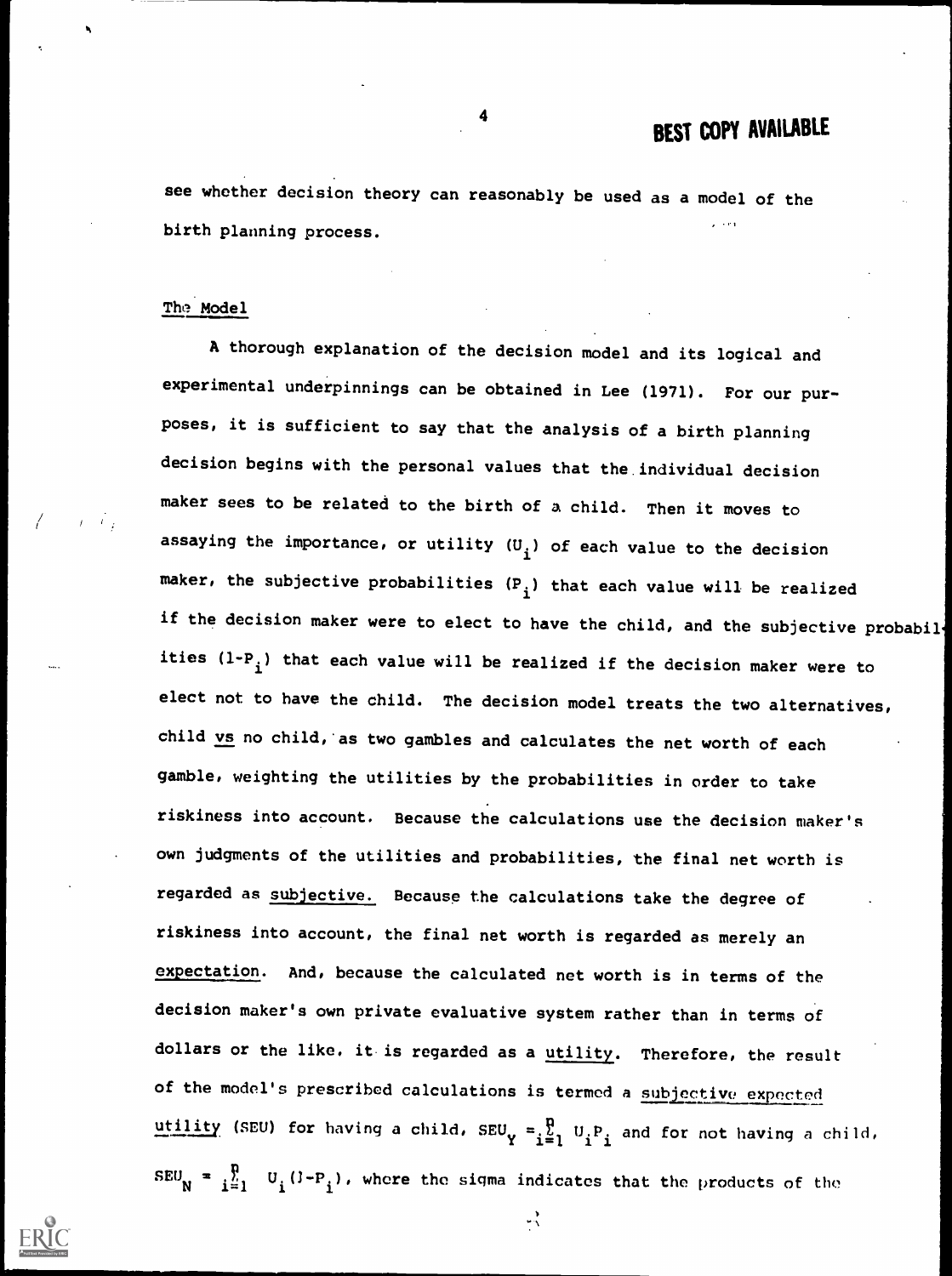see whether decision theory can reasonably be used as a model of the birth planning process.

## The Model

A thorough explanation of the decision model and its logical and experimental underpinnings can be obtained in Lee (1971). For our purposes, it is sufficient to say that the analysis of a birth planning decision begins with the personal values that the individual decision maker sees to be related to the birth of a child. Then it moves to assaying the importance, or utility ($U_i$) of each value to the decision maker, the subjective probabilities ($P_i$) that each value will be realized if the decision maker were to elect to have the child, and the subjective probabilities ($1-P_i$) that each value will be realized if the decision maker were to elect not to have the child. The decision model treats the two alternatives, child vs no child, as two gambles and calculates the net worth of each gamble, weighting the utilities by the probabilities in order to take riskiness into account. Because the calculations use the decision maker's own judgments of the utilities and probabilities, the final net worth is regarded as subjective. Because the calculations take the degree of riskiness into account, the final net worth is regarded as merely an expectation. And, because the calculated net worth is in terms of the decision maker's own private evaluative system rather than in terms of dollars or the like, it is regarded as a utility. Therefore, the result of the model's prescribed calculations is termed a subjective expected utility (SEU) for having a child, $SEU_Y = \sum_{i=1}^{n} U_i P_i$ and for not having a child, $SEU_N = \sum_{i=1}^{n} U_i (1-P_i)$, where the sigma indicates that the products of the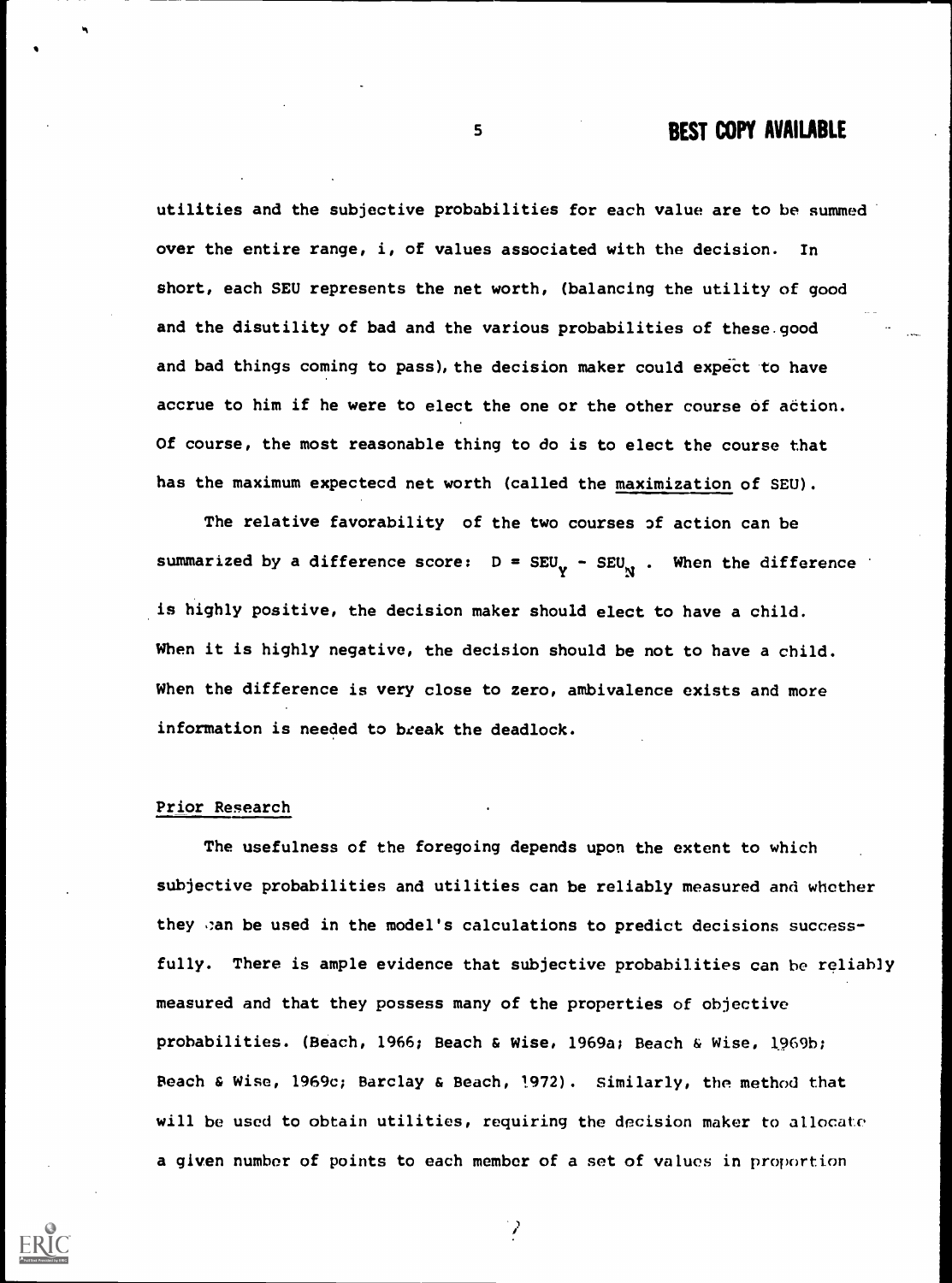utilities and the subjective probabilities for each value are to be summed over the entire range, i, of values associated with the decision. In short, each SEU represents the net worth, (balancing the utility of good and the disutility of bad and the various probabilities of these good and bad things coming to pass), the decision maker could expect to have accrue to him if he were to elect the one or the other course of action. Of course, the most reasonable thing to do is to elect the course that has the maximum expectecd net worth (called the maximization of SEU).

The relative favorability of the two courses of action can be summarized by a difference score: $D = SEU_Y - SEU_N$. When the difference is highly positive, the decision maker should elect to have a child. When it is highly negative, the decision should be not to have a child. When the difference is very close to zero, ambivalence exists and more information is needed to break the deadlock.

## Prior Research

The usefulness of the foregoing depends upon the extent to which subjective probabilities and utilities can be reliably measured and whether they can be used in the model's calculations to predict decisions successfully. There is ample evidence that subjective probabilities can be reliably measured and that they possess many of the properties of objective probabilities. (Beach, 1966; Beach & Wise, 1969a; Beach & Wise, 1969b; Beach & Wise, 1969c; Barclay & Beach, 1972). Similarly, the method that will be used to obtain utilities, requiring the decision maker to allocate a given number of points to each member of a set of values in proportion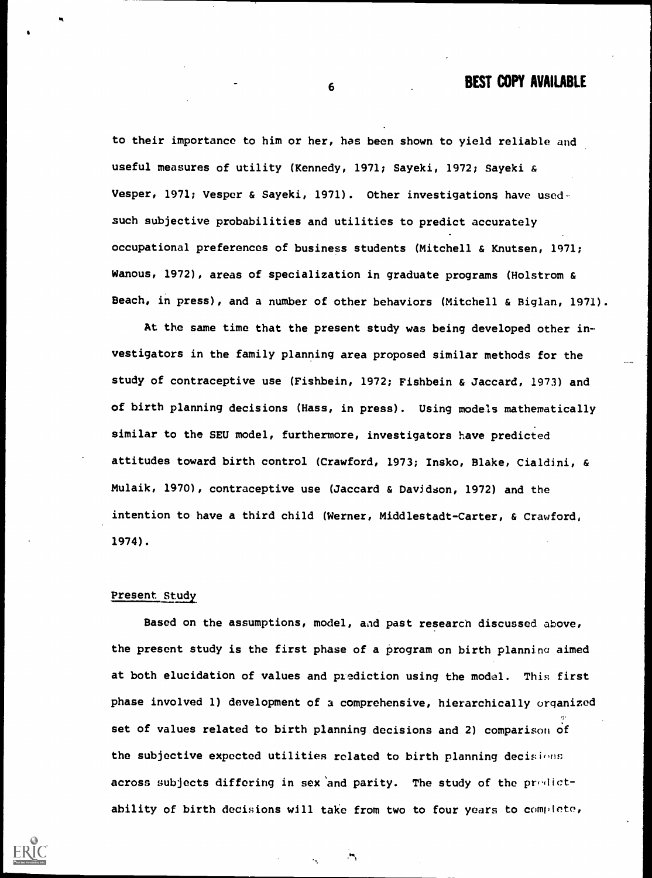to their importance to him or her, has been shown to yield reliable and useful measures of utility (Kennedy, 1971; Sayeki, 1972; Sayeki & Vesper, 1971; Vesper & Sayeki, 1971). Other investigations have used such subjective probabilities and utilities to predict accurately occupational preferences of business students (Mitchell & Knutsen, 1971; Wanous, 1972), areas of specialization in graduate programs (Holstrom & Beach, in press), and a number of other behaviors (Mitchell & Biglan, 1971).

At the same time that the present study was being developed other investigators in the family planning area proposed similar methods for the study of contraceptive use (Fishbein, 1972; Fishbein & Jaccard, 1973) and of birth planning decisions (Hass, in press). Using models mathematically similar to the SEU model, furthermore, investigators have predicted attitudes toward birth control (Crawford, 1973; Insko, Blake, Cialdini, & Mulaik, 1970), contraceptive use (Jaccard & Davidson, 1972) and the intention to have a third child (Werner, Middlestadt-Carter, & Crawford, 1974).

## Present Study

Based on the assumptions, model, and past research discussed above, the present study is the first phase of a program on birth planning aimed at both elucidation of values and prediction using the model. This first phase involved 1) development of a comprehensive, hierarchically organized set of values related to birth planning decisions and 2) comparison of the subjective expected utilities related to birth planning decisions across subjects differing in sex and parity. The study of the predictability of birth decisions will take from two to four years to complete,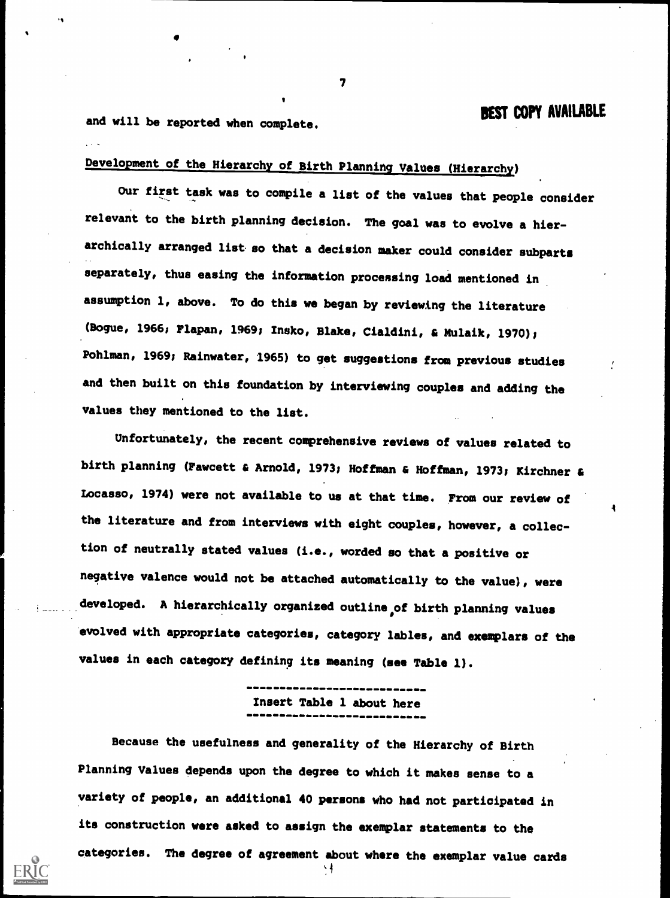and will be reported when complete.

## Development of the Hierarchy of Birth Planning Values (Hierarchy)

Our first task was to compile a list of the values that people consider relevant to the birth planning decision. The goal was to evolve a hierarchically arranged list so that a decision maker could consider subparts separately, thus easing the information processing load mentioned in assumption 1, above. To do this we began by reviewing the literature (Bogue, 1966; Flapan, 1969; Insko, Blake, Cialdini, & Mulaik, 1970); Pohlman, 1969; Rainwater, 1965) to get suggestions from previous studies and then built on this foundation by interviewing couples and adding the values they mentioned to the list.

Unfortunately, the recent comprehensive reviews of values related to birth planning (Fawcett & Arnold, 1973; Hoffman & Hoffman, 1973; Kirchner & Locasso, 1974) were not available to us at that time. From our review of the literature and from interviews with eight couples, however, a collection of neutrally stated values (i.e., worded so that a positive or negative valence would not be attached automatically to the value), were developed. A hierarchically organized outline of birth planning values evolved with appropriate categories, category lables, and exemplars of the values in each category defining its meaning (see Table 1).

Insert Table 1 about here

Because the usefulness and generality of the Hierarchy of Birth Planning Values depends upon the degree to which it makes sense to a variety of people, an additional 40 persons who had not participated in its construction were asked to assign the exemplar statements to the categories. The degree of agreement about where the exemplar value cards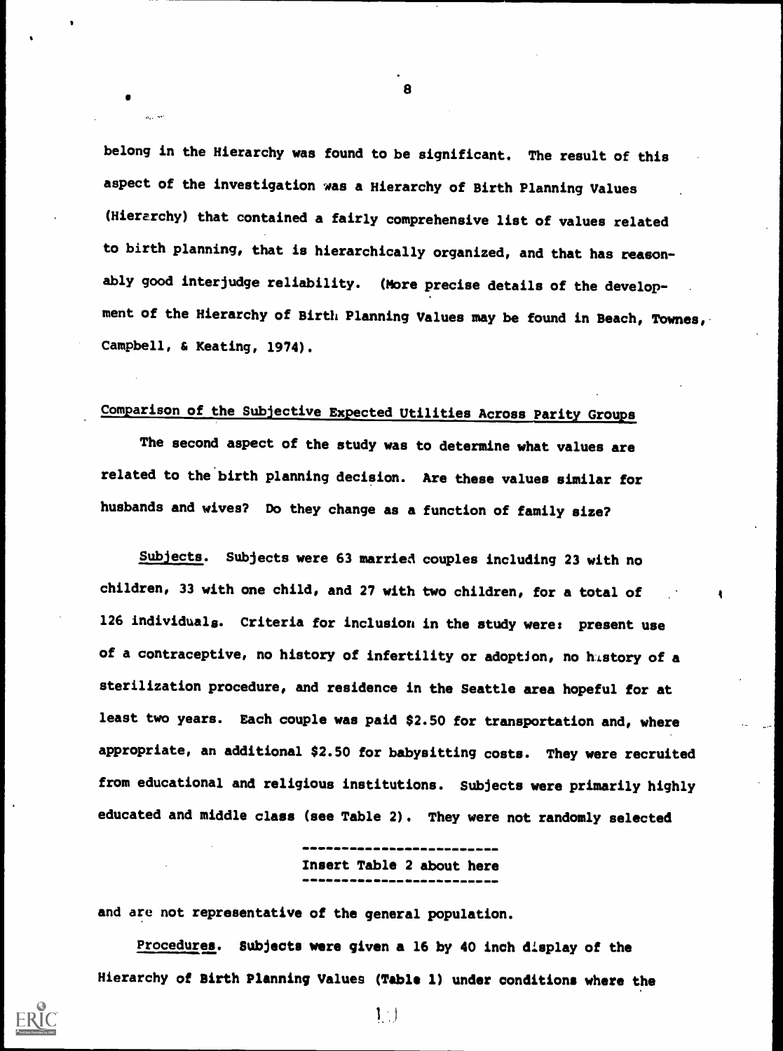belong in the Hierarchy was found to be significant. The result of this aspect of the investigation was a Hierarchy of Birth Planning Values (Hierarchy) that contained a fairly comprehensive list of values related to birth planning, that is hierarchically organized, and that has reasonably good interjudge reliability. (More precise details of the development of the Hierarchy of Birth Planning Values may be found in Beach, Townes, Campbell, & Keating, 1974).

## Comparison of the Subjective Expected Utilities Across Parity Groups

The second aspect of the study was to determine what values are related to the birth planning decision. Are these values similar for husbands and wives? Do they change as a function of family size?

Subjects. Subjects were 63 married couples including 23 with no children, 33 with one child, and 27 with two children, for a total of 126 individuals. Criteria for inclusion in the study were: present use of a contraceptive, no history of infertility or adoption, no history of a sterilization procedure, and residence in the Seattle area hopeful for at least two years. Each couple was paid $2.50 for transportation and, where appropriate, an additional $2.50 for babysitting costs. They were recruited from educational and religious institutions. Subjects were primarily highly educated and middle class (see Table 2). They were not randomly selected

Insert Table 2 about here

and are not representative of the general population.

Procedures. Subjects were given a 16 by 40 inch display of the Hierarchy of Birth Planning Values (Table 1) under conditions where the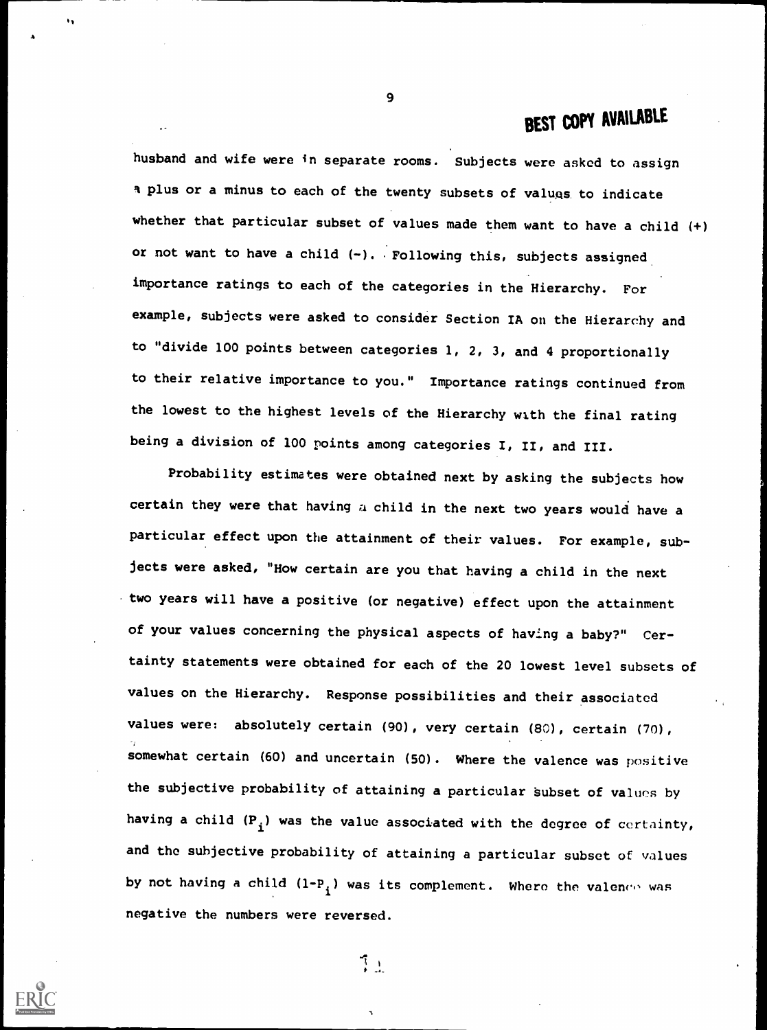husband and wife were in separate rooms. Subjects were asked to assign a plus or a minus to each of the twenty subsets of values to indicate whether that particular subset of values made them want to have a child (+) or not want to have a child (-). Following this, subjects assigned importance ratings to each of the categories in the Hierarchy. For example, subjects were asked to consider Section IA on the Hierarchy and to "divide 100 points between categories 1, 2, 3, and 4 proportionally to their relative importance to you." Importance ratings continued from the lowest to the highest levels of the Hierarchy with the final rating being a division of 100 points among categories I, II, and III.

Probability estimates were obtained next by asking the subjects how certain they were that having a child in the next two years would have a particular effect upon the attainment of their values. For example, subjects were asked, "How certain are you that having a child in the next two years will have a positive (or negative) effect upon the attainment of your values concerning the physical aspects of having a baby?" Certainty statements were obtained for each of the 20 lowest level subsets of values on the Hierarchy. Response possibilities and their associated values were: absolutely certain (90), very certain (80), certain (70), somewhat certain (60) and uncertain (50). Where the valence was positive the subjective probability of attaining a particular subset of values by having a child ($P_i$) was the value associated with the degree of certainty, and the subjective probability of attaining a particular subset of values by not having a child ($1-P_i$) was its complement. Where the valence was negative the numbers were reversed.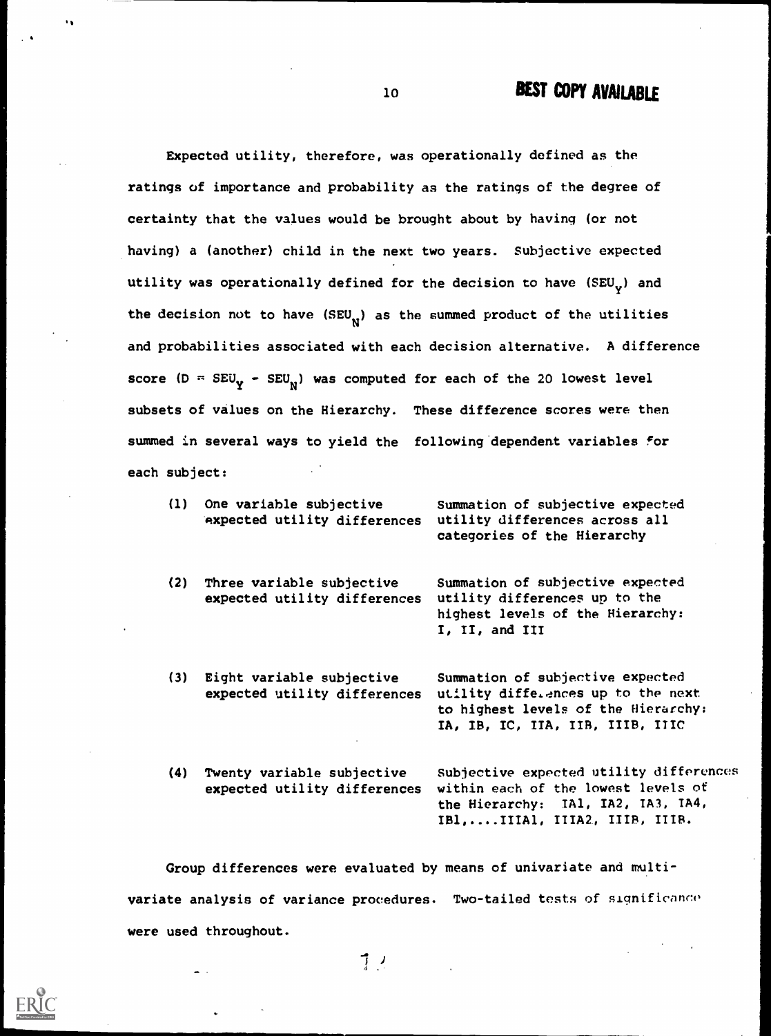Expected utility, therefore, was operationally defined as the ratings of importance and probability as the ratings of the degree of certainty that the values would be brought about by having (or not having) a (another) child in the next two years. Subjective expected utility was operationally defined for the decision to have ($SEU_Y$) and the decision not to have ($SEU_N$) as the summed product of the utilities and probabilities associated with each decision alternative. A difference score ($D = SEU_Y - SEU_N$) was computed for each of the 20 lowest level subsets of values on the Hierarchy. These difference scores were then summed in several ways to yield the following dependent variables for each subject:

| | |
|---|---|
| (1) One variable subjective expected utility differences | Summation of subjective expected utility differences across all categories of the Hierarchy |
| (2) Three variable subjective expected utility differences | Summation of subjective expected utility differences up to the highest levels of the Hierarchy: I, II, and III |
| (3) Eight variable subjective expected utility differences | Summation of subjective expected utility differences up to the next to highest levels of the Hierarchy: IA, IB, IC, IIA, IIB, IIIB, IIIC |
| (4) Twenty variable subjective expected utility differences | Subjective expected utility differences within each of the lowest levels of the Hierarchy: IA1, IA2, IA3, IA4, IB1,....IIIA1, IIIA2, IIIB, IIIB. |

Group differences were evaluated by means of univariate and multivariate analysis of variance procedures. Two-tailed tests of significance were used throughout.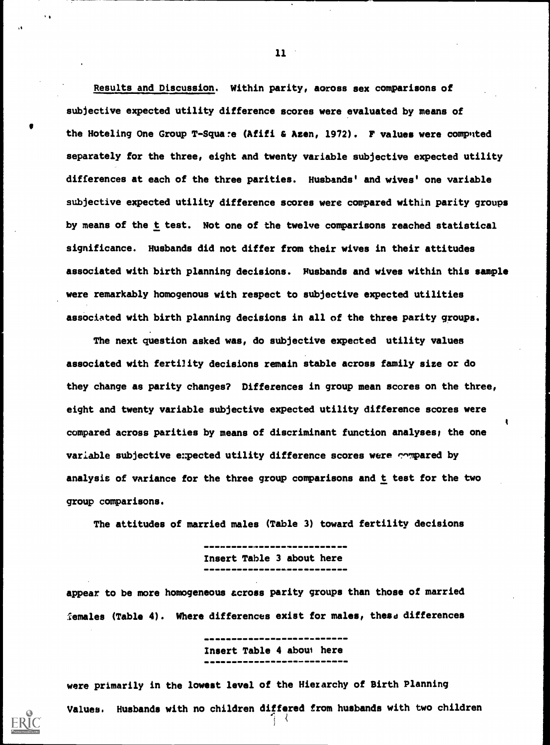Results and Discussion. Within parity, across sex comparisons of subjective expected utility difference scores were evaluated by means of the Hoteling One Group T-Square (Afifi & Azen, 1972). F values were computed separately for the three, eight and twenty variable subjective expected utility differences at each of the three parities. Husbands' and wives' one variable subjective expected utility difference scores were compared within parity groups by means of the t test. Not one of the twelve comparisons reached statistical significance. Husbands did not differ from their wives in their attitudes associated with birth planning decisions. Husbands and wives within this sample were remarkably homogenous with respect to subjective expected utilities associated with birth planning decisions in all of the three parity groups.

The next question asked was, do subjective expected utility values associated with fertility decisions remain stable across family size or do they change as parity changes? Differences in group mean scores on the three, eight and twenty variable subjective expected utility difference scores were compared across parities by means of discriminant function analyses; the one variable subjective expected utility difference scores were compared by analysis of variance for the three group comparisons and t test for the two group comparisons.

The attitudes of married males (Table 3) toward fertility decisions

Insert Table 3 about here

appear to be more homogeneous across parity groups than those of married females (Table 4). Where differences exist for males, these differences

Insert Table 4 about here

were primarily in the lowest level of the Hierarchy of Birth Planning Values. Husbands with no children differed from husbands with two children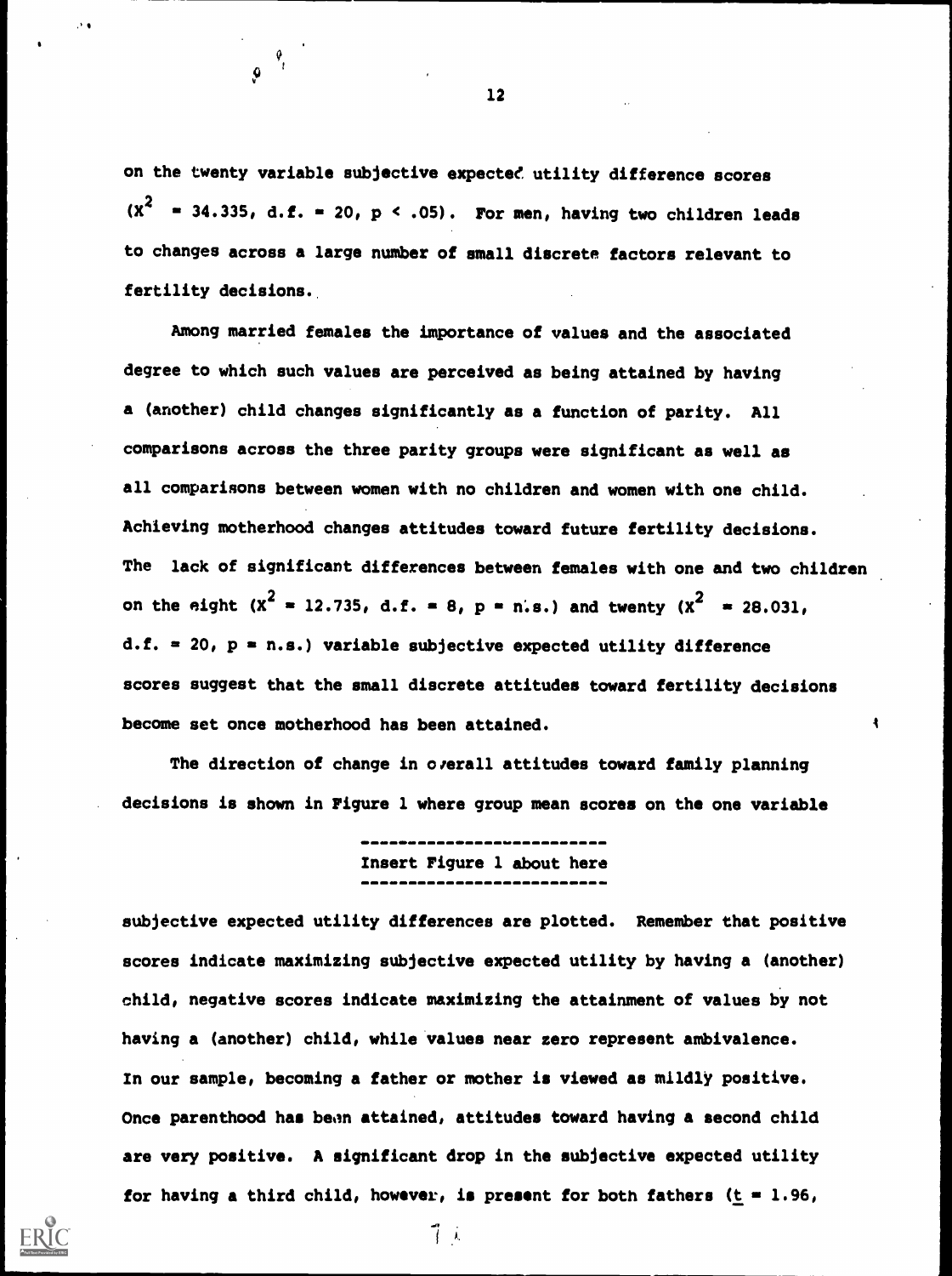on the twenty variable subjective expected utility difference scores ($x^2 = 34.335$, d.f. = 20, $p < .05$). For men, having two children leads to changes across a large number of small discrete factors relevant to fertility decisions.

Among married females the importance of values and the associated degree to which such values are perceived as being attained by having a (another) child changes significantly as a function of parity. All comparisons across the three parity groups were significant as well as all comparisons between women with no children and women with one child. Achieving motherhood changes attitudes toward future fertility decisions. The lack of significant differences between females with one and two children on the eight ($x^2 = 12.735$, d.f. = 8, p = n.s.) and twenty ($x^2 = 28.031$, d.f. = 20, p = n.s.) variable subjective expected utility difference scores suggest that the small discrete attitudes toward fertility decisions become set once motherhood has been attained.

The direction of change in overall attitudes toward family planning decisions is shown in Figure 1 where group mean scores on the one variable

---

Insert Figure 1 about here

---

subjective expected utility differences are plotted. Remember that positive scores indicate maximizing subjective expected utility by having a (another) child, negative scores indicate maximizing the attainment of values by not having a (another) child, while values near zero represent ambivalence. In our sample, becoming a father or mother is viewed as mildly positive. Once parenthood has been attained, attitudes toward having a second child are very positive. A significant drop in the subjective expected utility for having a third child, however, is present for both fathers ($t = 1.96$,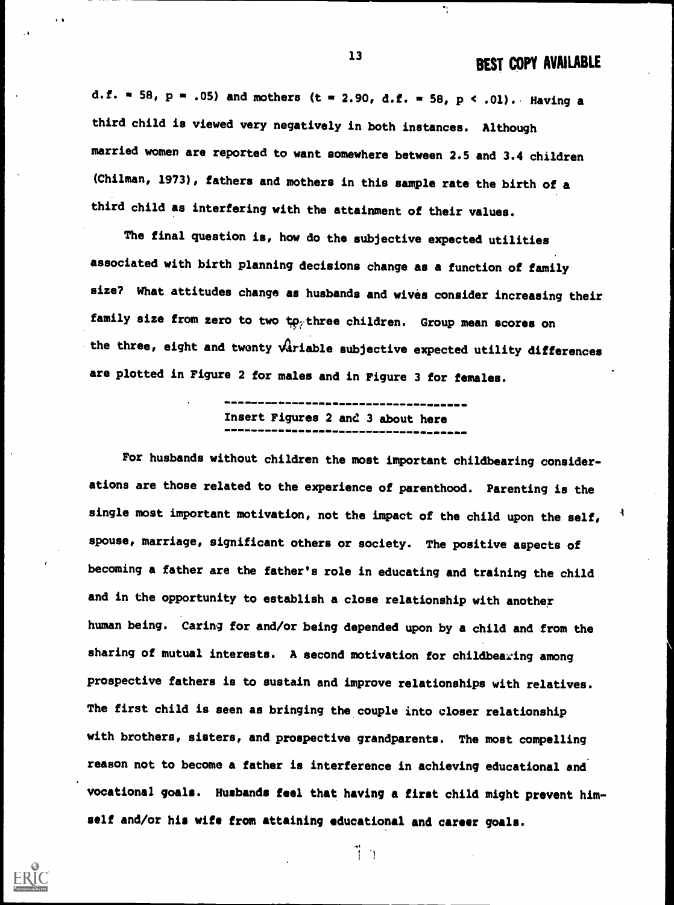d.f. = 58, $p = .05$) and mothers ($t = 2.90$, d.f. = 58, $p < .01$). Having a third child is viewed very negatively in both instances. Although married women are reported to want somewhere between 2.5 and 3.4 children (Chilman, 1973), fathers and mothers in this sample rate the birth of a third child as interfering with the attainment of their values.

The final question is, how do the subjective expected utilities associated with birth planning decisions change as a function of family size? What attitudes change as husbands and wives consider increasing their family size from zero to two to three children. Group mean scores on the three, eight and twenty variable subjective expected utility differences are plotted in Figure 2 for males and in Figure 3 for females.

---

Insert Figures 2 and 3 about here

---

For husbands without children the most important childbearing considerations are those related to the experience of parenthood. Parenting is the single most important motivation, not the impact of the child upon the self, spouse, marriage, significant others or society. The positive aspects of becoming a father are the father's role in educating and training the child and in the opportunity to establish a close relationship with another human being. Caring for and/or being depended upon by a child and from the sharing of mutual interests. A second motivation for childbearing among prospective fathers is to sustain and improve relationships with relatives. The first child is seen as bringing the couple into closer relationship with brothers, sisters, and prospective grandparents. The most compelling reason not to become a father is interference in achieving educational and vocational goals. Husbands feel that having a first child might prevent himself and/or his wife from attaining educational and career goals.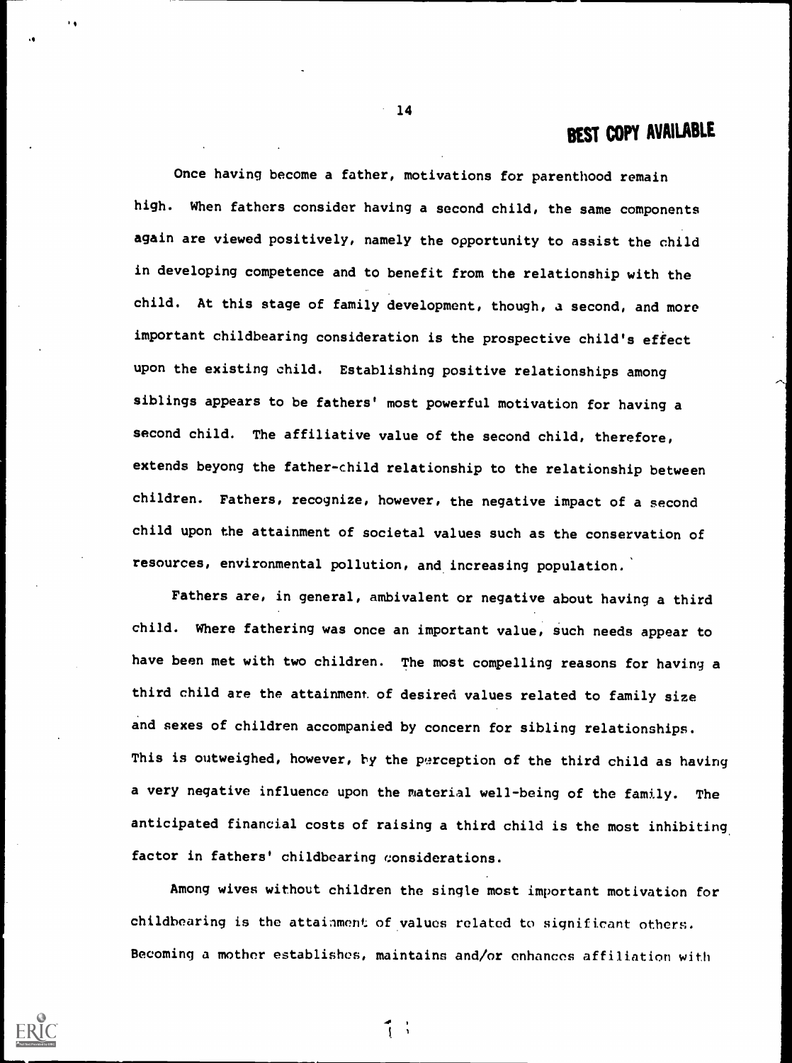Once having become a father, motivations for parenthood remain high. When fathers consider having a second child, the same components again are viewed positively, namely the opportunity to assist the child in developing competence and to benefit from the relationship with the child. At this stage of family development, though, a second, and more important childbearing consideration is the prospective child's effect upon the existing child. Establishing positive relationships among siblings appears to be fathers' most powerful motivation for having a second child. The affiliative value of the second child, therefore, extends beyong the father-child relationship to the relationship between children. Fathers, recognize, however, the negative impact of a second child upon the attainment of societal values such as the conservation of resources, environmental pollution, and increasing population.

Fathers are, in general, ambivalent or negative about having a third child. Where fathering was once an important value, such needs appear to have been met with two children. The most compelling reasons for having a third child are the attainment of desired values related to family size and sexes of children accompanied by concern for sibling relationships. This is outweighed, however, by the perception of the third child as having a very negative influence upon the material well-being of the family. The anticipated financial costs of raising a third child is the most inhibiting factor in fathers' childbearing considerations.

Among wives without children the single most important motivation for childbearing is the attainment of values related to significant others. Becoming a mother establishes, maintains and/or enhances affiliation with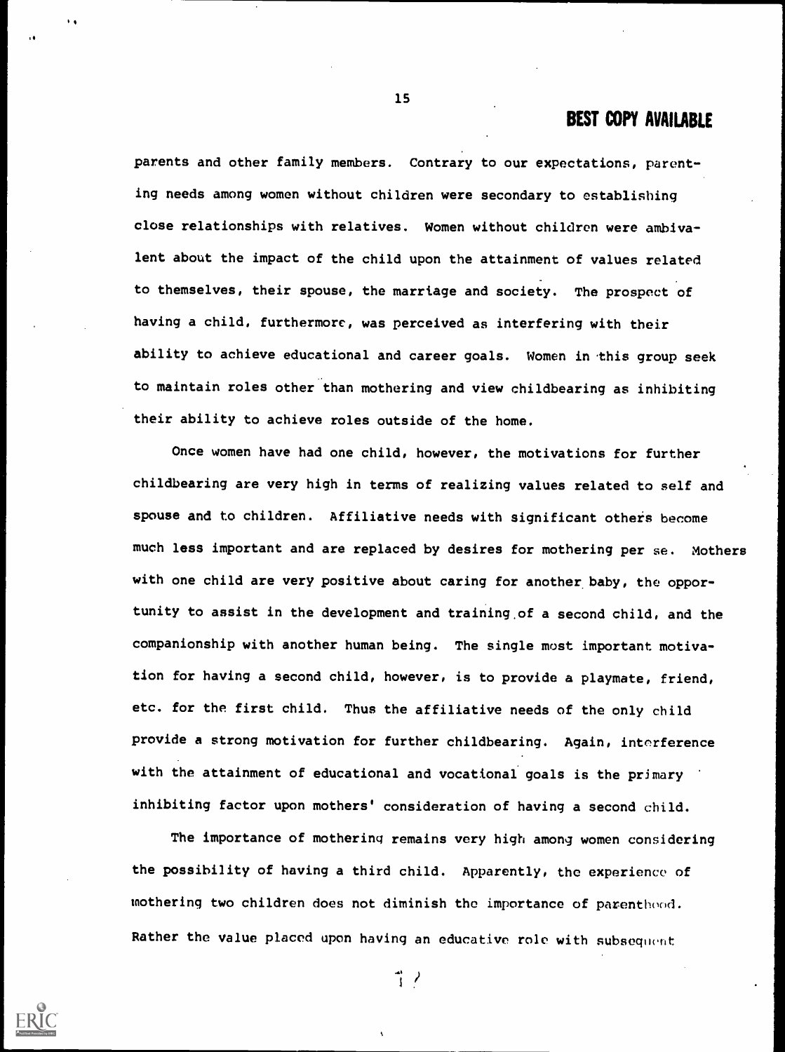parents and other family members. Contrary to our expectations, parenting needs among women without children were secondary to establishing close relationships with relatives. Women without children were ambivalent about the impact of the child upon the attainment of values related to themselves, their spouse, the marriage and society. The prospect of having a child, furthermore, was perceived as interfering with their ability to achieve educational and career goals. Women in this group seek to maintain roles other than mothering and view childbearing as inhibiting their ability to achieve roles outside of the home.

Once women have had one child, however, the motivations for further childbearing are very high in terms of realizing values related to self and spouse and to children. Affiliative needs with significant others become much less important and are replaced by desires for mothering per se. Mothers with one child are very positive about caring for another baby, the opportunity to assist in the development and training of a second child, and the companionship with another human being. The single most important motivation for having a second child, however, is to provide a playmate, friend, etc. for the first child. Thus the affiliative needs of the only child provide a strong motivation for further childbearing. Again, interference with the attainment of educational and vocational goals is the primary inhibiting factor upon mothers' consideration of having a second child.

The importance of mothering remains very high among women considering the possibility of having a third child. Apparently, the experience of mothering two children does not diminish the importance of parenthood. Rather the value placed upon having an educative role with subsequent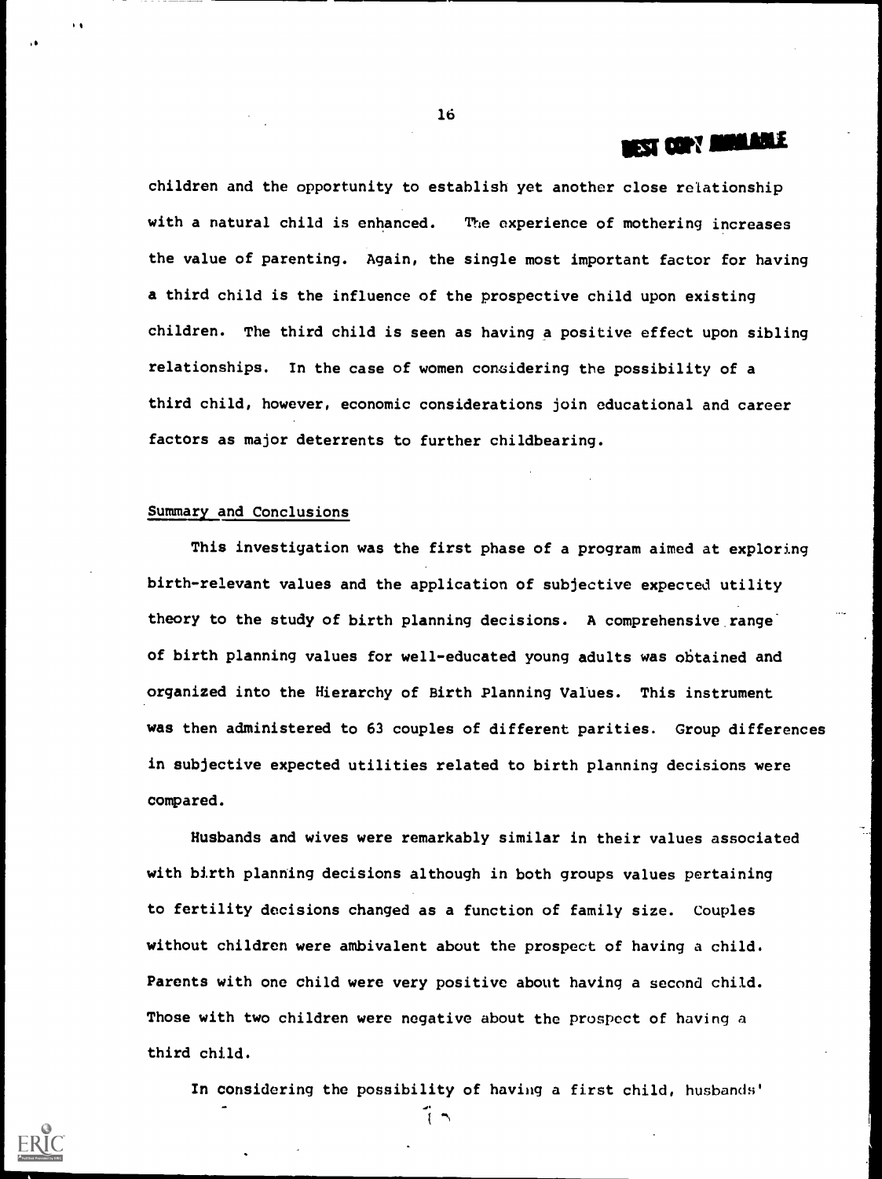children and the opportunity to establish yet another close relationship with a natural child is enhanced. The experience of mothering increases the value of parenting. Again, the single most important factor for having a third child is the influence of the prospective child upon existing children. The third child is seen as having a positive effect upon sibling relationships. In the case of women considering the possibility of a third child, however, economic considerations join educational and career factors as major deterrents to further childbearing.

## Summary and Conclusions

This investigation was the first phase of a program aimed at exploring birth-relevant values and the application of subjective expected utility theory to the study of birth planning decisions. A comprehensive range of birth planning values for well-educated young adults was obtained and organized into the Hierarchy of Birth Planning Values. This instrument was then administered to 63 couples of different parities. Group differences in subjective expected utilities related to birth planning decisions were compared.

Husbands and wives were remarkably similar in their values associated with birth planning decisions although in both groups values pertaining to fertility decisions changed as a function of family size. Couples without children were ambivalent about the prospect of having a child. Parents with one child were very positive about having a second child. Those with two children were negative about the prospect of having a third child.

In considering the possibility of having a first child, husbands'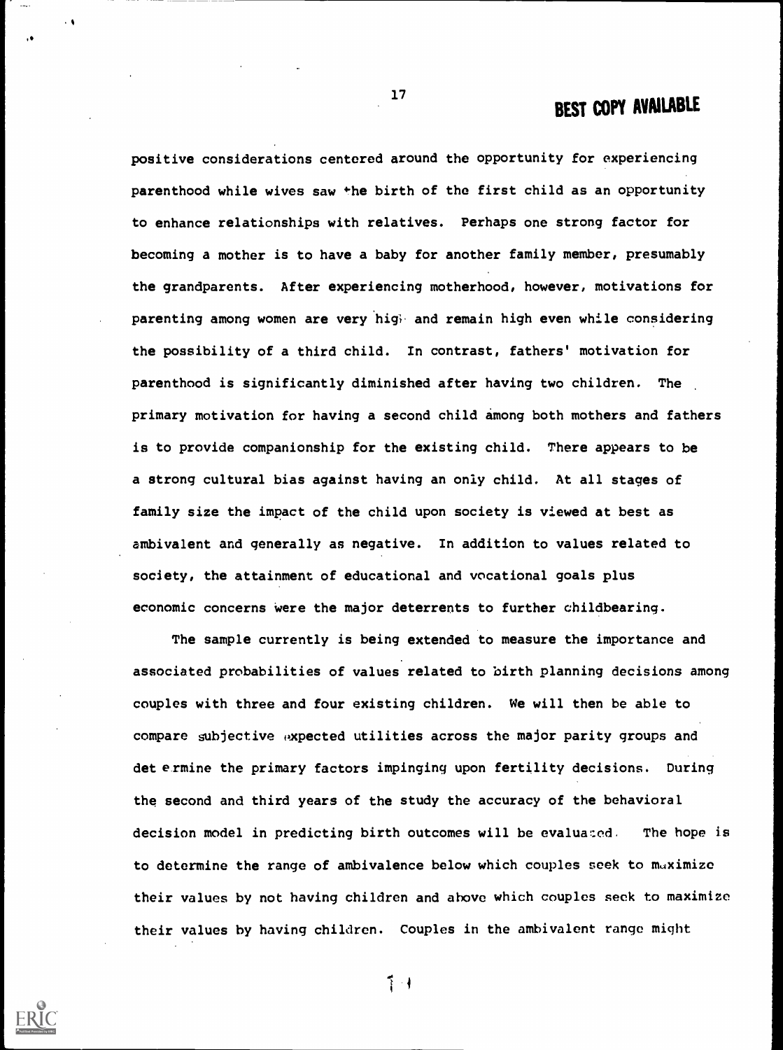positive considerations centered around the opportunity for experiencing parenthood while wives saw the birth of the first child as an opportunity to enhance relationships with relatives. Perhaps one strong factor for becoming a mother is to have a baby for another family member, presumably the grandparents. After experiencing motherhood, however, motivations for parenting among women are very high and remain high even while considering the possibility of a third child. In contrast, fathers' motivation for parenthood is significantly diminished after having two children. The primary motivation for having a second child among both mothers and fathers is to provide companionship for the existing child. There appears to be a strong cultural bias against having an only child. At all stages of family size the impact of the child upon society is viewed at best as ambivalent and generally as negative. In addition to values related to society, the attainment of educational and vocational goals plus economic concerns were the major deterrents to further childbearing.

The sample currently is being extended to measure the importance and associated probabilities of values related to birth planning decisions among couples with three and four existing children. We will then be able to compare subjective expected utilities across the major parity groups and determine the primary factors impinging upon fertility decisions. During the second and third years of the study the accuracy of the behavioral decision model in predicting birth outcomes will be evaluated. The hope is to determine the range of ambivalence below which couples seek to maximize their values by not having children and above which couples seek to maximize their values by having children. Couples in the ambivalent range might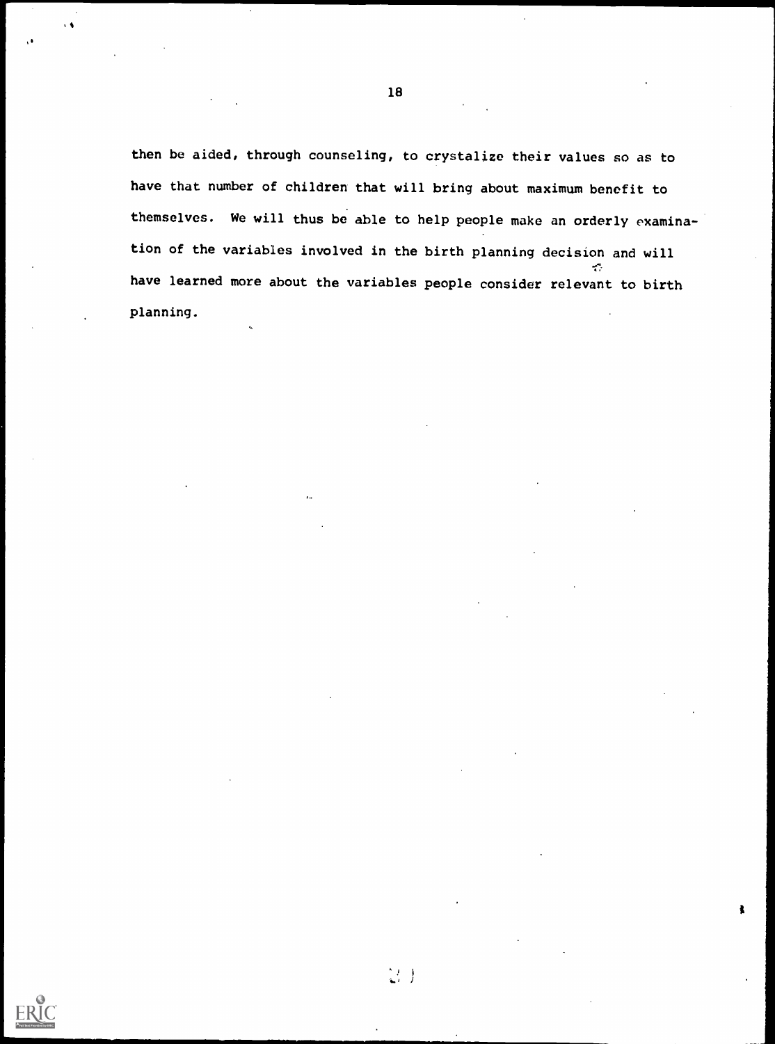then be aided, through counseling, to crystalize their values so as to have that number of children that will bring about maximum benefit to themselves. We will thus be able to help people make an orderly examination of the variables involved in the birth planning decision and will have learned more about the variables people consider relevant to birth planning.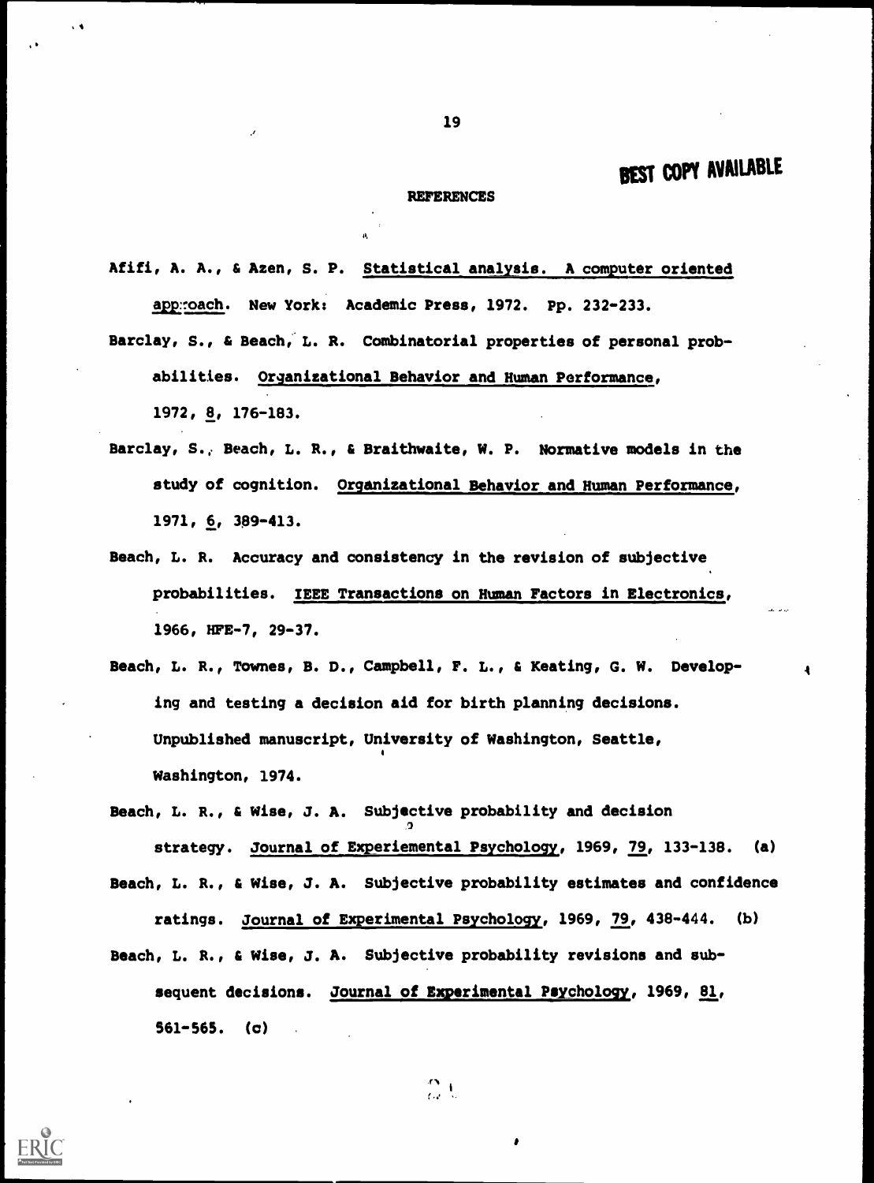BEST COPY AVAILABLE

## REFERENCES

Afifi, A. A., & Azen, S. P. Statistical analysis. A computer oriented approach. New York: Academic Press, 1972. Pp. 232-233.

Barclay, S., & Beach, L. R. Combinatorial properties of personal probabilities. Organizational Behavior and Human Performance, 1972, 8, 176-183.

Barclay, S., Beach, L. R., & Braithwaite, W. P. Normative models in the study of cognition. Organizational Behavior and Human Performance, 1971, 6, 389-413.

Beach, L. R. Accuracy and consistency in the revision of subjective probabilities. IEEE Transactions on Human Factors in Electronics, 1966, HFE-7, 29-37.

Beach, L. R., Townes, B. D., Campbell, F. L., & Keating, G. W. Developing and testing a decision aid for birth planning decisions. Unpublished manuscript, University of Washington, Seattle, Washington, 1974.

Beach, L. R., & Wise, J. A. Subjective probability and decision strategy. Journal of Experiemental Psychology, 1969, 79, 133-138. (a)

Beach, L. R., & Wise, J. A. Subjective probability estimates and confidence ratings. Journal of Experimental Psychology, 1969, 79, 438-444. (b)

Beach, L. R., & Wise, J. A. Subjective probability revisions and subsequent decisions. Journal of Experimental Psychology, 1969, 81, 561-565. (c)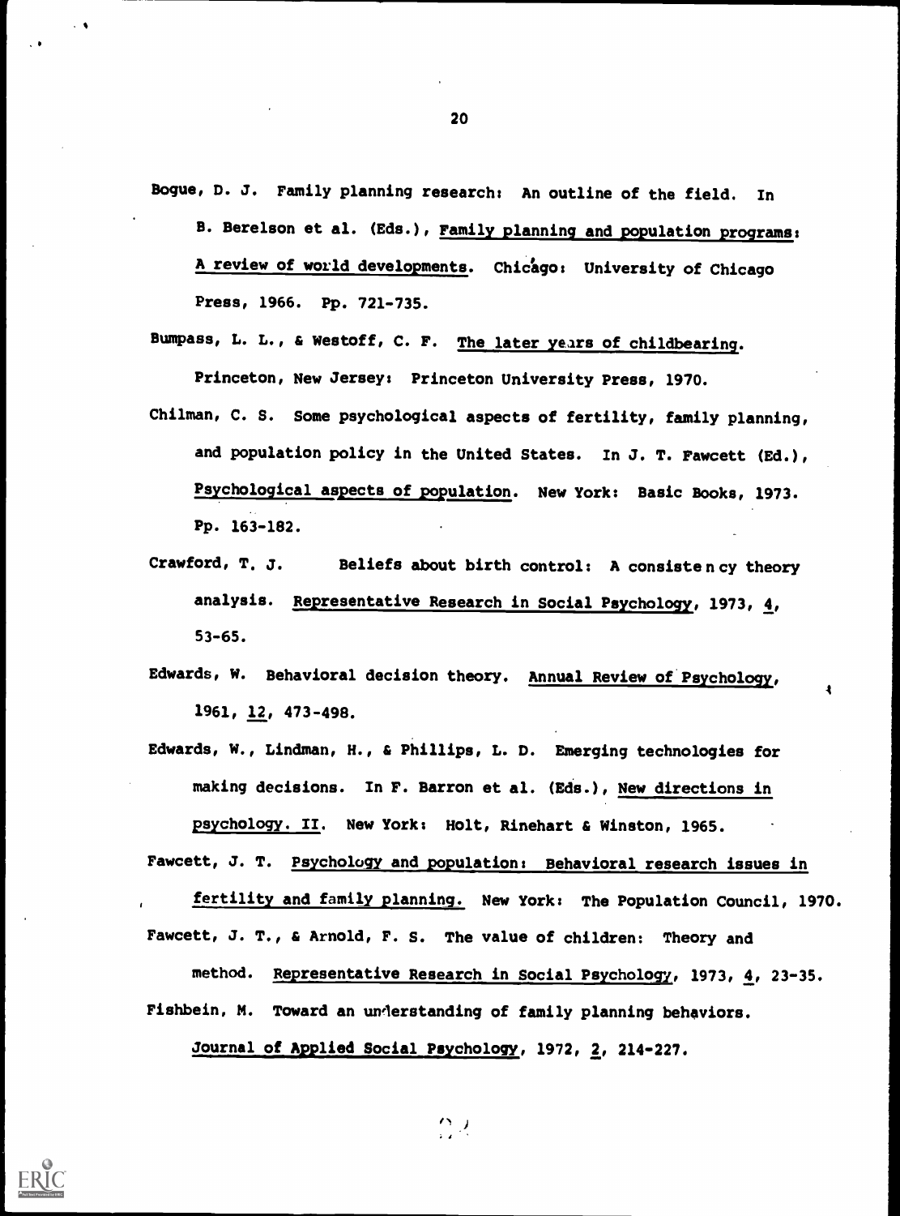Bogue, D. J. Family planning research: An outline of the field. In B. Berelson et al. (Eds.), Family planning and population programs: A review of world developments. Chicago: University of Chicago Press, 1966. Pp. 721-735.

Bumpass, L. L., & Westoff, C. F. The later years of childbearing. Princeton, New Jersey: Princeton University Press, 1970.

Chilman, C. S. Some psychological aspects of fertility, family planning, and population policy in the United States. In J. T. Fawcett (Ed.), Psychological aspects of population. New York: Basic Books, 1973. Pp. 163-182.

Crawford, T. J. Beliefs about birth control: A consistency theory analysis. Representative Research in Social Psychology, 1973, 4, 53-65.

Edwards, W. Behavioral decision theory. Annual Review of Psychology, 1961, 12, 473-498.

Edwards, W., Lindman, H., & Phillips, L. D. Emerging technologies for making decisions. In F. Barron et al. (Eds.), New directions in psychology. II. New York: Holt, Rinehart & Winston, 1965.

Fawcett, J. T. Psychology and population: Behavioral research issues in fertility and family planning. New York: The Population Council, 1970.

Fawcett, J. T., & Arnold, F. S. The value of children: Theory and method. Representative Research in Social Psychology, 1973, 4, 23-35.

Fishbein, M. Toward an understanding of family planning behaviors. Journal of Applied Social Psychology, 1972, 2, 214-227.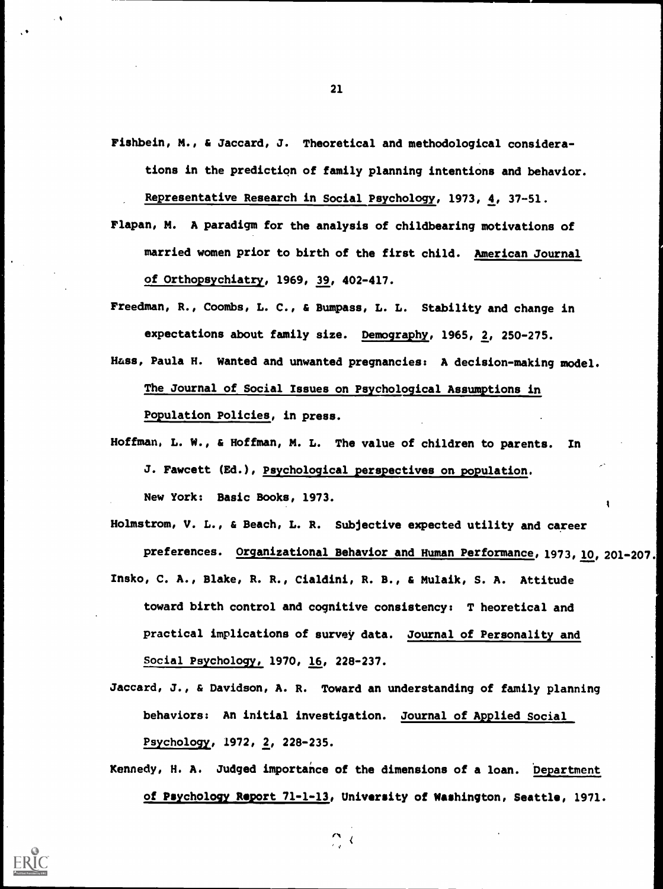Fishbein, M., & Jaccard, J. Theoretical and methodological considerations in the prediction of family planning intentions and behavior. Representative Research in Social Psychology, 1973, 4, 37-51.

Flapan, M. A paradigm for the analysis of childbearing motivations of married women prior to birth of the first child. American Journal of Orthopsychiatry, 1969, 39, 402-417.

Freedman, R., Coombs, L. C., & Bumpass, L. L. Stability and change in expectations about family size. Demography, 1965, 2, 250-275.

Hass, Paula H. Wanted and unwanted pregnancies: A decision-making model. The Journal of Social Issues on Psychological Assumptions in Population Policies, in press.

Hoffman, L. W., & Hoffman, M. L. The value of children to parents. In J. Fawcett (Ed.), Psychological perspectives on population. New York: Basic Books, 1973.

Holmstrom, V. L., & Beach, L. R. Subjective expected utility and career preferences. Organizational Behavior and Human Performance, 1973, 10, 201-207.

Insko, C. A., Blake, R. R., Cialdini, R. B., & Mulaik, S. A. Attitude toward birth control and cognitive consistency: T heoretical and practical implications of survey data. Journal of Personality and Social Psychology, 1970, 16, 228-237.

Jaccard, J., & Davidson, A. R. Toward an understanding of family planning behaviors: An initial investigation. Journal of Applied Social Psychology, 1972, 2, 228-235.

Kennedy, H. A. Judged importance of the dimensions of a loan. Department of Psychology Report 71-1-13, University of Washington, Seattle, 1971.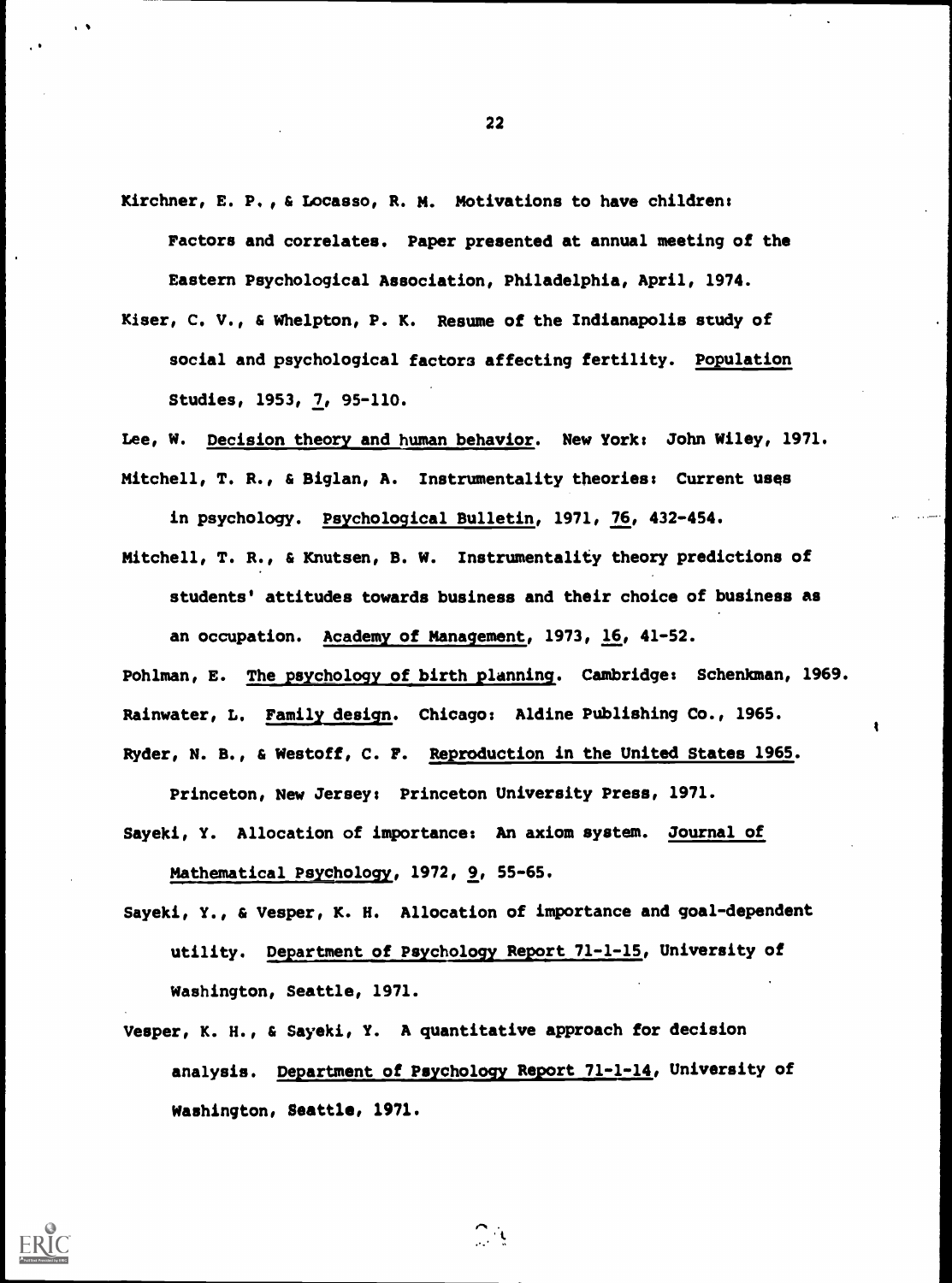Kirchner, E. P., & Locasso, R. M. Motivations to have children: Factors and correlates. Paper presented at annual meeting of the Eastern Psychological Association, Philadelphia, April, 1974.

Kiser, C. V., & Whelpton, P. K. Resume of the Indianapolis study of social and psychological factors affecting fertility. Population Studies, 1953, 7, 95-110.

Lee, W. Decision theory and human behavior. New York: John Wiley, 1971.

Mitchell, T. R., & Biglan, A. Instrumentality theories: Current uses in psychology. Psychological Bulletin, 1971, 76, 432-454.

Mitchell, T. R., & Knutsen, B. W. Instrumentality theory predictions of students' attitudes towards business and their choice of business as an occupation. Academy of Management, 1973, 16, 41-52.

Pohlman, E. The psychology of birth planning. Cambridge: Schenkman, 1969.

Rainwater, L. Family design. Chicago: Aldine Publishing Co., 1965.

Ryder, N. B., & Westoff, C. F. Reproduction in the United States 1965. Princeton, New Jersey: Princeton University Press, 1971.

Sayeki, Y. Allocation of importance: An axiom system. Journal of Mathematical Psychology, 1972, 9, 55-65.

Sayeki, Y., & Vesper, K. H. Allocation of importance and goal-dependent utility. Department of Psychology Report 71-1-15, University of Washington, Seattle, 1971.

Vesper, K. H., & Sayeki, Y. A quantitative approach for decision analysis. Department of Psychology Report 71-1-14, University of Washington, Seattle, 1971.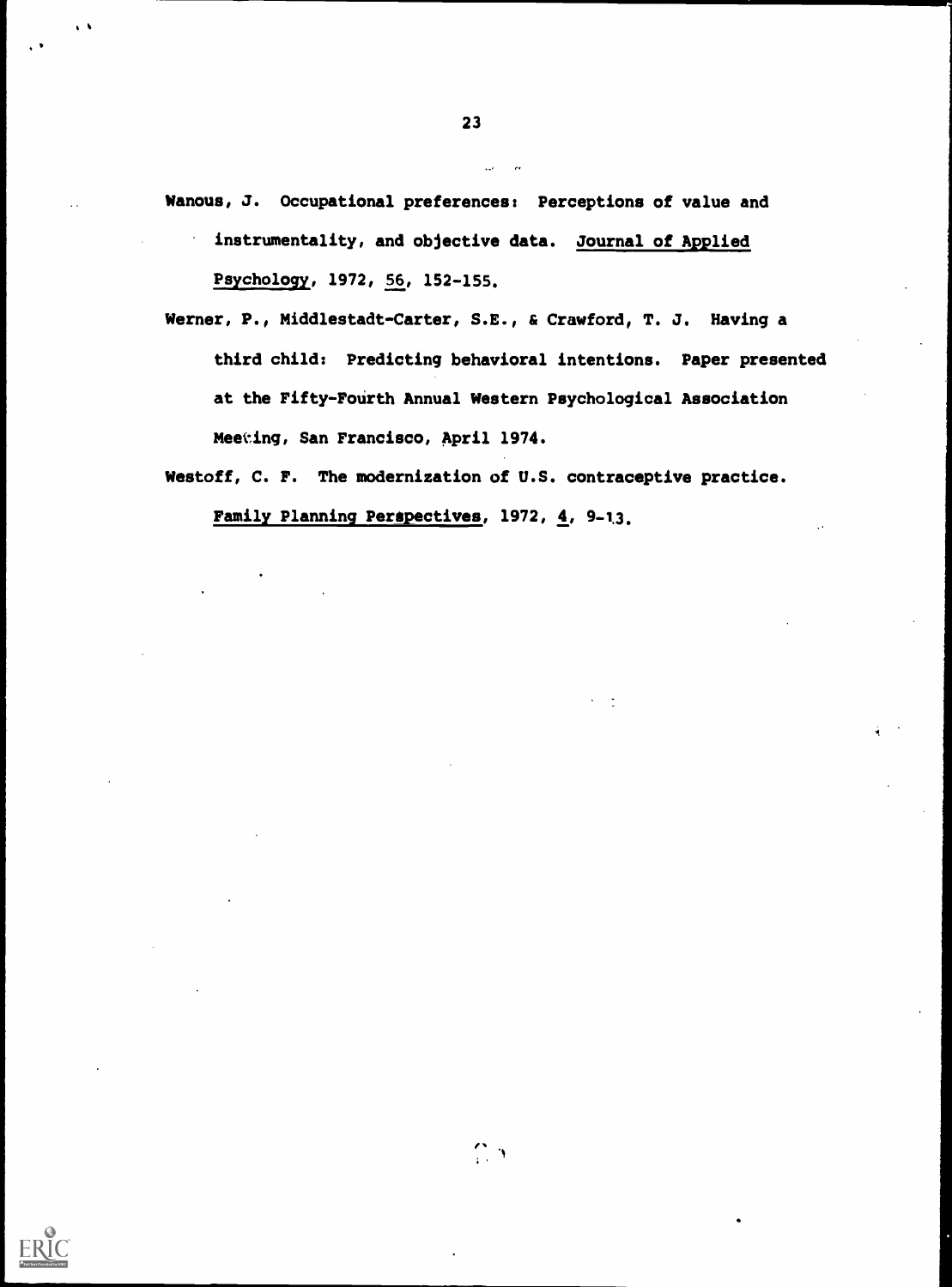Wanous, J. Occupational preferences: Perceptions of value and instrumentality, and objective data. Journal of Applied Psychology, 1972, 56, 152-155.

Werner, P., Middlestadt-Carter, S.E., & Crawford, T. J. Having a third child: Predicting behavioral intentions. Paper presented at the Fifty-Fourth Annual Western Psychological Association Meeting, San Francisco, April 1974.

Westoff, C. F. The modernization of U.S. contraceptive practice. Family Planning Perspectives, 1972, 4, 9-13.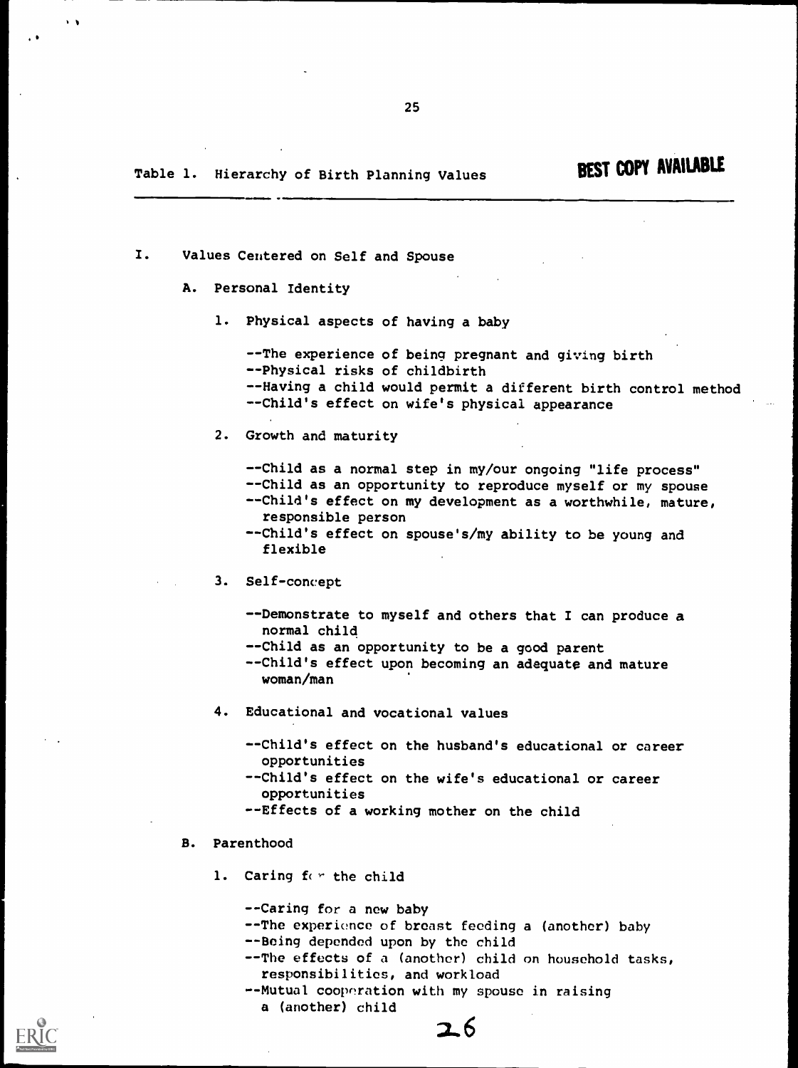Table 1. Hierarchy of Birth Planning Values

BEST COPY AVAILABLE

I. Values Centered on Self and Spouse

A. Personal Identity

1. Physical aspects of having a baby

--The experience of being pregnant and giving birth
--Physical risks of childbirth
--Having a child would permit a different birth control method
--Child's effect on wife's physical appearance

2. Growth and maturity

--Child as a normal step in my/our ongoing "life process"
--Child as an opportunity to reproduce myself or my spouse
--Child's effect on my development as a worthwhile, mature, responsible person
--Child's effect on spouse's/my ability to be young and flexible

3. Self-concept

--Demonstrate to myself and others that I can produce a normal child
--Child as an opportunity to be a good parent
--Child's effect upon becoming an adequate and mature woman/man

4. Educational and vocational values

--Child's effect on the husband's educational or career opportunities
--Child's effect on the wife's educational or career opportunities
--Effects of a working mother on the child

B. Parenthood

1. Caring for the child

--Caring for a new baby
--The experience of breast feeding a (another) baby
--Being depended upon by the child
--The effects of a (another) child on household tasks, responsibilities, and workload
--Mutual cooperation with my spouse in raising a (another) child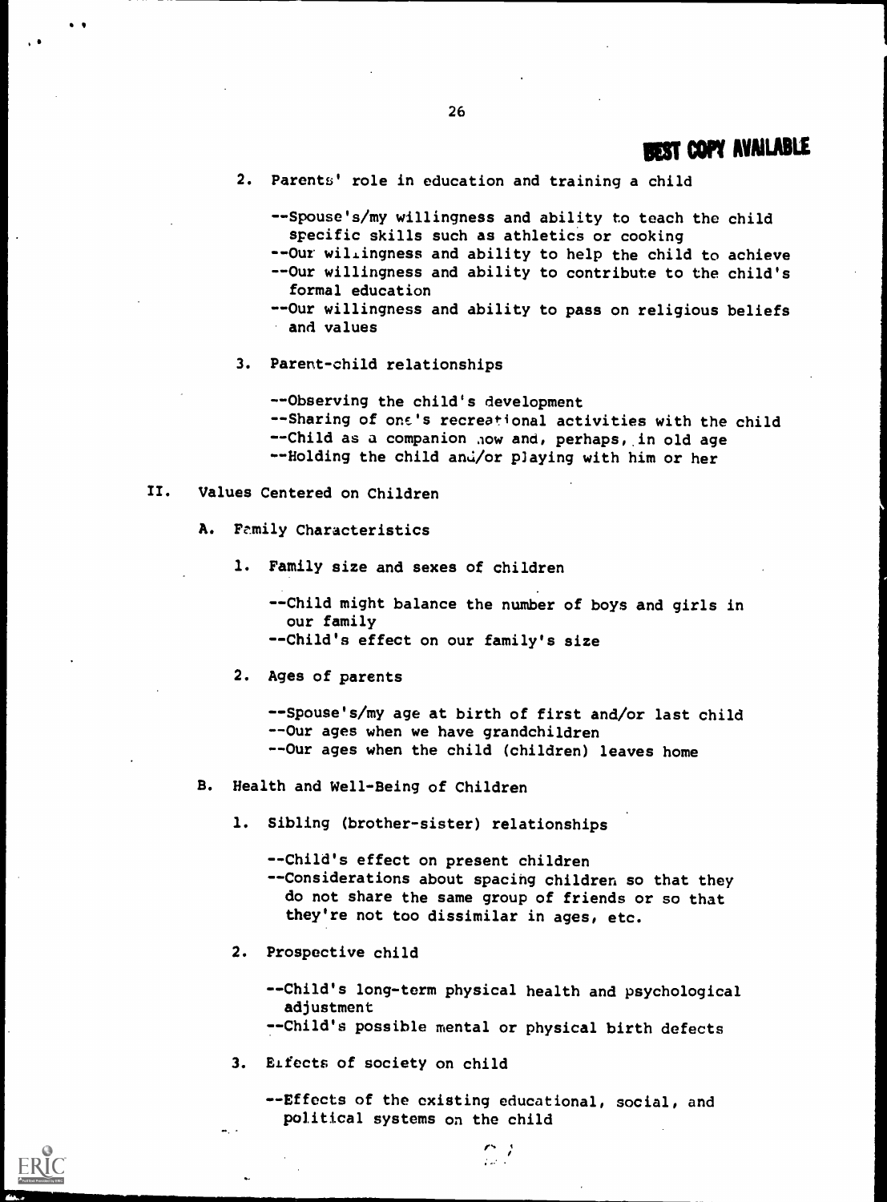2. Parents' role in education and training a child

   --Spouse's/my willingness and ability to teach the child specific skills such as athletics or cooking
   --Our willingness and ability to help the child to achieve
   --Our willingness and ability to contribute to the child's formal education
   --Our willingness and ability to pass on religious beliefs and values

3. Parent-child relationships

   --Observing the child's development
   --Sharing of one's recreational activities with the child
   --Child as a companion now and, perhaps, in old age
   --Holding the child and/or playing with him or her

II. Values Centered on Children

A. Family Characteristics

1. Family size and sexes of children

   --Child might balance the number of boys and girls in our family
   --Child's effect on our family's size

2. Ages of parents

   --Spouse's/my age at birth of first and/or last child
   --Our ages when we have grandchildren
   --Our ages when the child (children) leaves home

B. Health and Well-Being of Children

1. Sibling (brother-sister) relationships

   --Child's effect on present children
   --Considerations about spacing children so that they do not share the same group of friends or so that they're not too dissimilar in ages, etc.

2. Prospective child

   --Child's long-term physical health and psychological adjustment
   --Child's possible mental or physical birth defects

3. Effects of society on child

   --Effects of the existing educational, social, and political systems on the child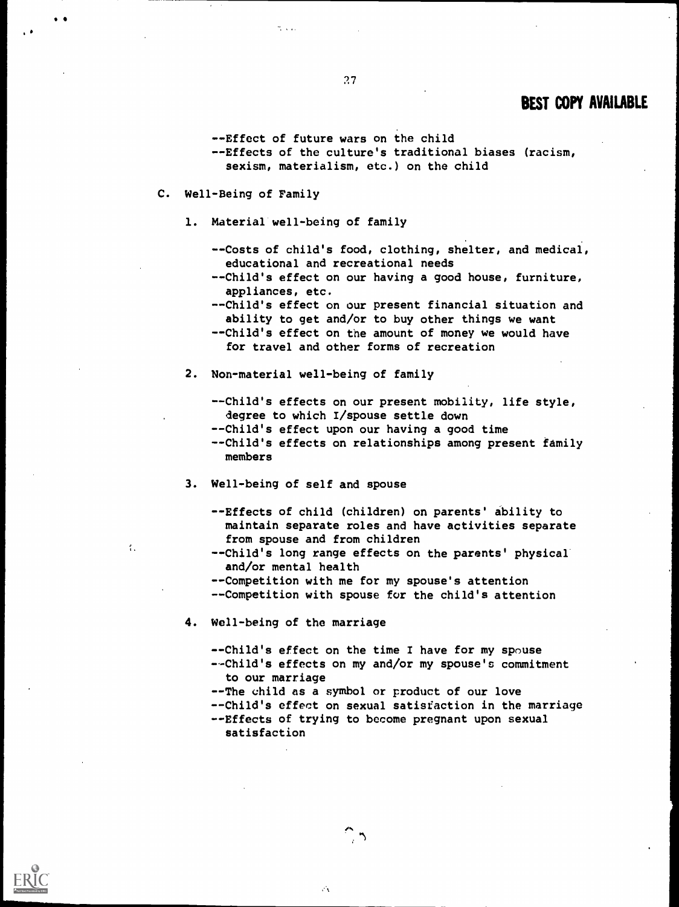--Effect of future wars on the child
--Effects of the culture's traditional biases (racism, sexism, materialism, etc.) on the child

C. Well-Being of Family

1. Material well-being of family

--Costs of child's food, clothing, shelter, and medical, educational and recreational needs
--Child's effect on our having a good house, furniture, appliances, etc.
--Child's effect on our present financial situation and ability to get and/or to buy other things we want
--Child's effect on the amount of money we would have for travel and other forms of recreation

2. Non-material well-being of family

--Child's effects on our present mobility, life style, degree to which I/spouse settle down
--Child's effect upon our having a good time
--Child's effects on relationships among present family members

3. Well-being of self and spouse

--Effects of child (children) on parents' ability to maintain separate roles and have activities separate from spouse and from children
--Child's long range effects on the parents' physical and/or mental health
--Competition with me for my spouse's attention
--Competition with spouse for the child's attention

4. Well-being of the marriage

--Child's effect on the time I have for my spouse
--Child's effects on my and/or my spouse's commitment to our marriage
--The child as a symbol or product of our love
--Child's effect on sexual satisfaction in the marriage
--Effects of trying to become pregnant upon sexual satisfaction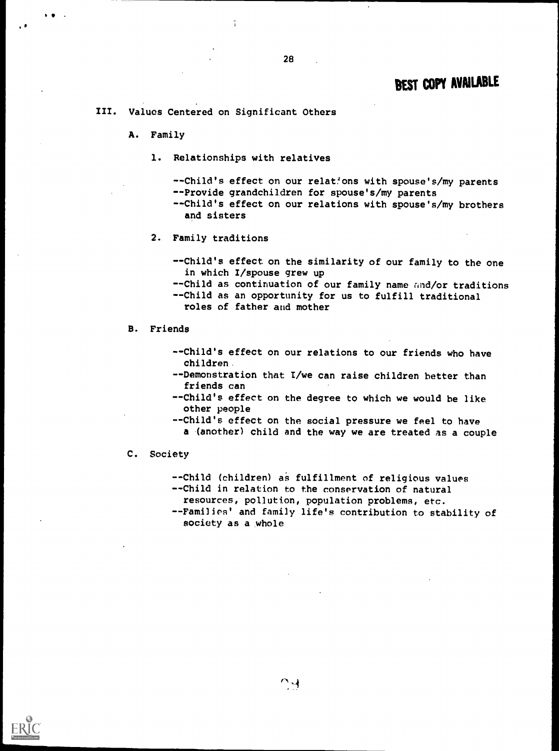## III. Values Centered on Significant Others

### A. Family

1. Relationships with relatives

   --Child's effect on our relations with spouse's/my parents
   --Provide grandchildren for spouse's/my parents
   --Child's effect on our relations with spouse's/my brothers and sisters

2. Family traditions

   --Child's effect on the similarity of our family to the one in which I/spouse grew up
   --Child as continuation of our family name and/or traditions
   --Child as an opportunity for us to fulfill traditional roles of father and mother

### B. Friends

--Child's effect on our relations to our friends who have children
--Demonstration that I/we can raise children better than friends can
--Child's effect on the degree to which we would be like other people
--Child's effect on the social pressure we feel to have a (another) child and the way we are treated as a couple

### C. Society

--Child (children) as fulfillment of religious values
--Child in relation to the conservation of natural resources, pollution, population problems, etc.
--Families' and family life's contribution to stability of society as a whole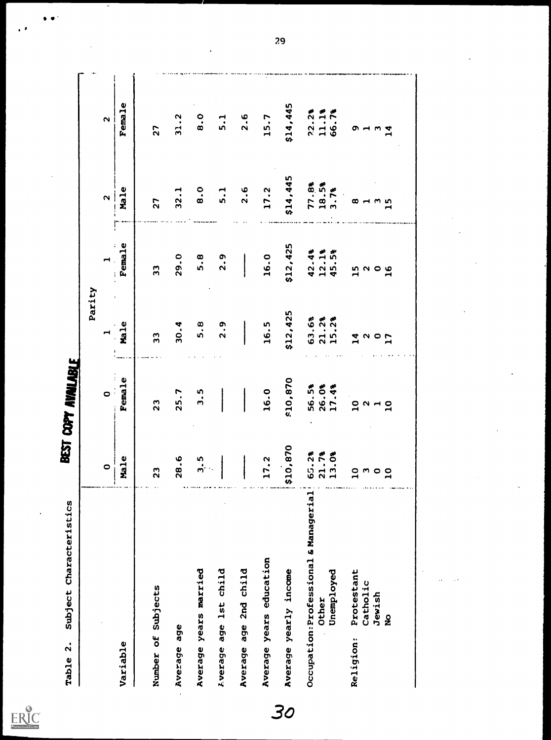Table 2. Subject Characteristics

BEST COPY AVAILABLE

| Variable | Parity 0 Male | Parity 0 Female | Parity 1 Male | Parity 1 Female | Parity 2 Male | Parity 2 Female |
|---|---|---|---|---|---|---|
| Number of Subjects | 23 | 23 | 33 | 33 | 27 | 27 |
| Average age | 28.6 | 25.7 | 30.4 | 29.0 | 32.1 | 31.2 |
| Average years married | 3.5 | 3.5 | 5.8 | 5.8 | 8.0 | 8.0 |
| Average age 1st child | — | — | 2.9 | 2.9 | 5.1 | 5.1 |
| Average age 2nd child | — | — | — | — | 2.6 | 2.6 |
| Average years education | 17.2 | 16.0 | 16.5 | 16.0 | 17.2 | 15.7 |
| Average yearly income | $10,870 | $10,870 | $12,425 | $12,425 | $14,445 | $14,445 |
| Occupation: Professional & Managerial | 65.2% | 56.5% | 63.6% | 42.4% | 77.8% | 22.2% |
| Other | 21.7% | 26.0% | 21.2% | 12.1% | 18.5% | 11.1% |
| Unemployed | 13.0% | 17.4% | 15.2% | 45.5% | 3.7% | 66.7% |
| Religion: Protestant | 10 | 10 | 14 | 15 | 8 | 9 |
| Catholic | 3 | 2 | 2 | 2 | 1 | 1 |
| Jewish | 0 | 1 | 0 | 0 | 3 | 3 |
| No | 10 | 10 | 17 | 16 | 15 | 14 |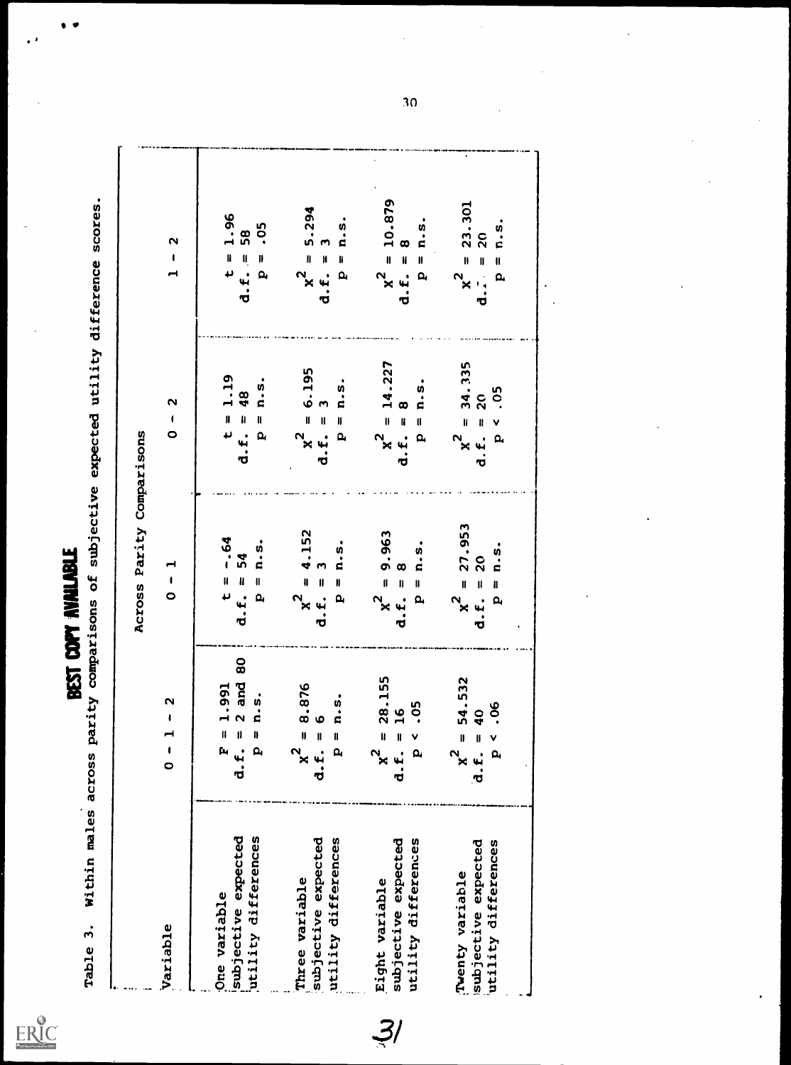Table 3. Within males across parity comparisons of subjective expected utility difference scores.

| Variable | 0 - 1 - 2 | Across Parity Comparisons | | |
|---|---|---|---|---|
| | | 0 - 1 | 0 - 2 | 1 - 2 |
| One variable subjective expected utility differences | $F = 1.991$ d.f. = 2 and 80 $p$ = n.s. | $t = -.64$ d.f. = 54 $p$ = n.s. | $t = 1.19$ d.f. = 48 $p$ = n.s. | $t = 1.96$ d.f. = 58 $p = .05$ |
| Three variable subjective expected utility differences | $X^2 = 8.876$ d.f. = 6 $p$ = n.s. | $X^2 = 4.152$ d.f. = 3 $p$ = n.s. | $X^2 = 6.195$ d.f. = 3 $p$ = n.s. | $X^2 = 5.294$ d.f. = 3 $p$ = n.s. |
| Eight variable subjective expected utility differences | $X^2 = 28.155$ d.f. = 16 $p < .05$ | $X^2 = 9.963$ d.f. = 8 $p$ = n.s. | $X^2 = 14.227$ d.f. = 8 $p$ = n.s. | $X^2 = 10.879$ d.f. = 8 $p$ = n.s. |
| Twenty variable subjective expected utility differences | $X^2 = 54.532$ d.f. = 40 $p < .06$ | $X^2 = 27.953$ d.f. = 20 $p$ = n.s. | $X^2 = 34.335$ d.f. = 20 $p < .05$ | $X^2 = 23.301$ d.f. = 20 $p$ = n.s. |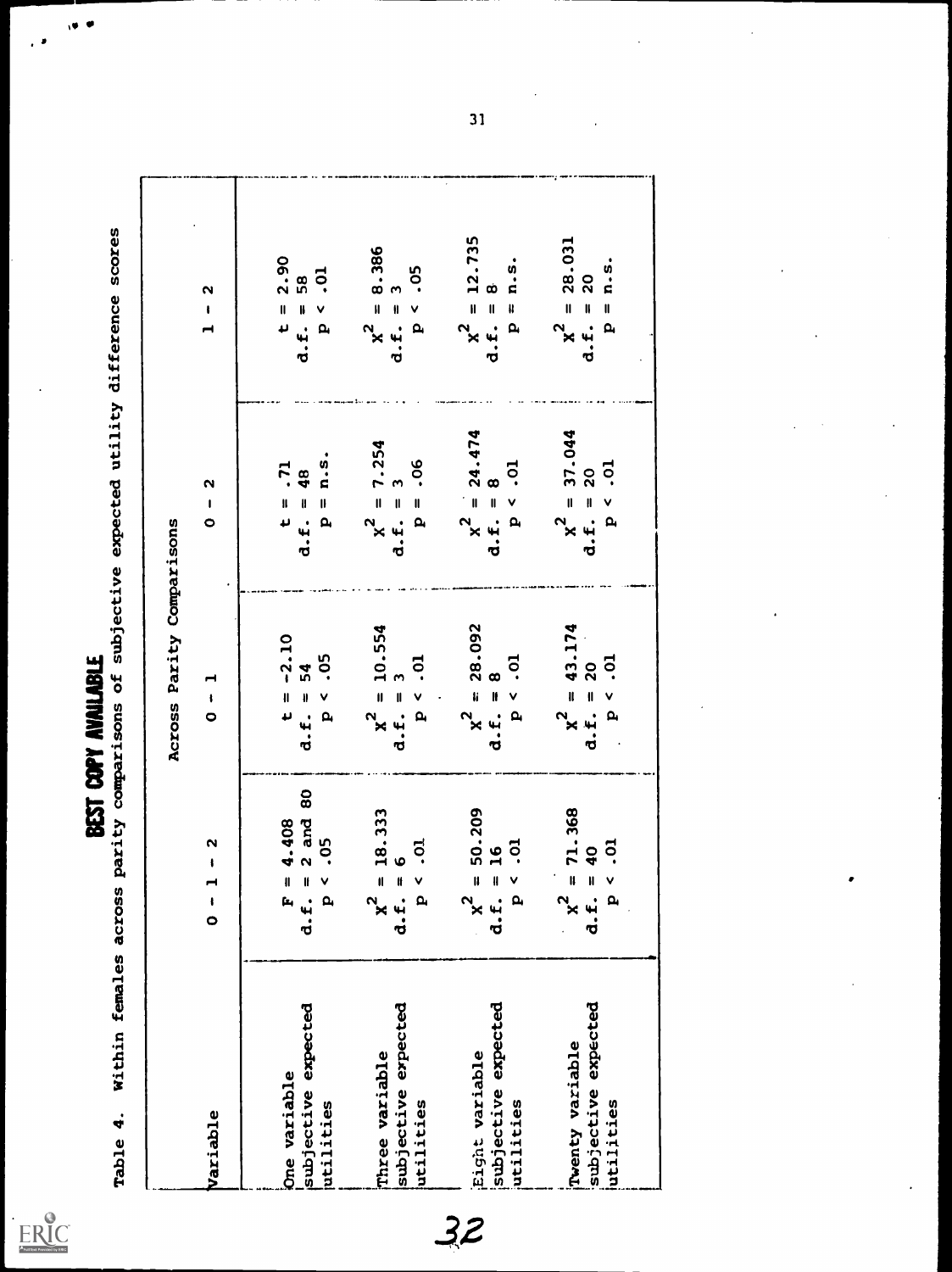BEST COPY AVAILABLE

Table 4. Within females across parity comparisons of subjective expected utility difference scores

| Variable | Across Parity Comparisons | | | |
|---|---|---|---|---|
| | 0 - 1 - 2 | 0 - 1 | 0 - 2 | 1 - 2 |
| One variable subjective expected utilities | $F = 4.408$ d.f. = 2 and 80 $p < .05$ | $t = -2.10$ d.f. = 54 $p < .05$ | $t = .71$ d.f. = 48 p = n.s. | $t = 2.90$ d.f. = 58 $p < .01$ |
| Three variable subjective expected utilities | $X^2 = 18.333$ d.f. = 6 $p < .01$ | $X^2 = 10.554$ d.f. = 3 $p < .01$ | $X^2 = 7.254$ d.f. = 3 $p = .06$ | $X^2 = 8.386$ d.f. = 3 $p < .05$ |
| Eight variable subjective expected utilities | $X^2 = 50.209$ d.f. = 16 $p < .01$ | $X^2 = 28.092$ d.f. = 8 $p < .01$ | $X^2 = 24.474$ d.f. = 8 $p < .01$ | $X^2 = 12.735$ d.f. = 8 p = n.s. |
| Twenty variable subjective expected utilities | $X^2 = 71.368$ d.f. = 40 $p < .01$ | $X^2 = 43.174$ d.f. = 20 $p < .01$ | $X^2 = 37.044$ d.f. = 20 $p < .01$ | $X^2 = 28.031$ d.f. = 20 p = n.s. |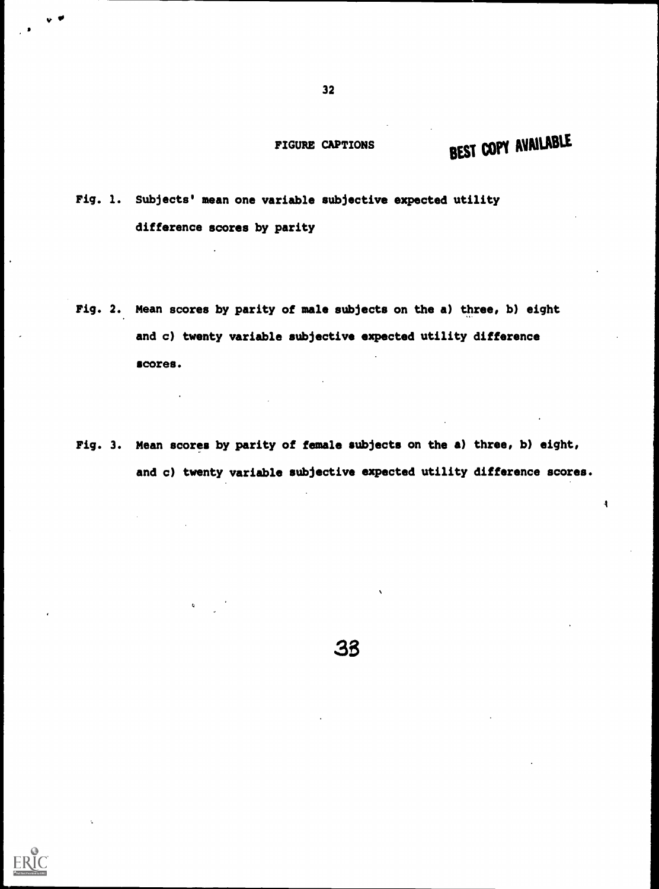## FIGURE CAPTIONS

Fig. 1. Subjects' mean one variable subjective expected utility difference scores by parity

Fig. 2. Mean scores by parity of male subjects on the a) three, b) eight and c) twenty variable subjective expected utility difference scores.

Fig. 3. Mean scores by parity of female subjects on the a) three, b) eight, and c) twenty variable subjective expected utility difference scores.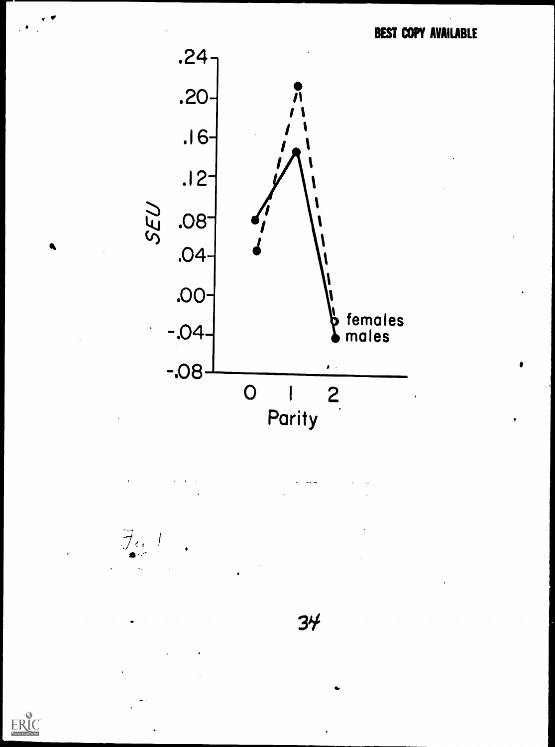BEST COPY AVAILABLE

| Parity | Females (SEU) | Males (SEU) |
|---|---|---|
| 0 | .05 | .08 |
| 1 | .21 | .15 |
| 2 | -.03 | -.04 |

Fig. 1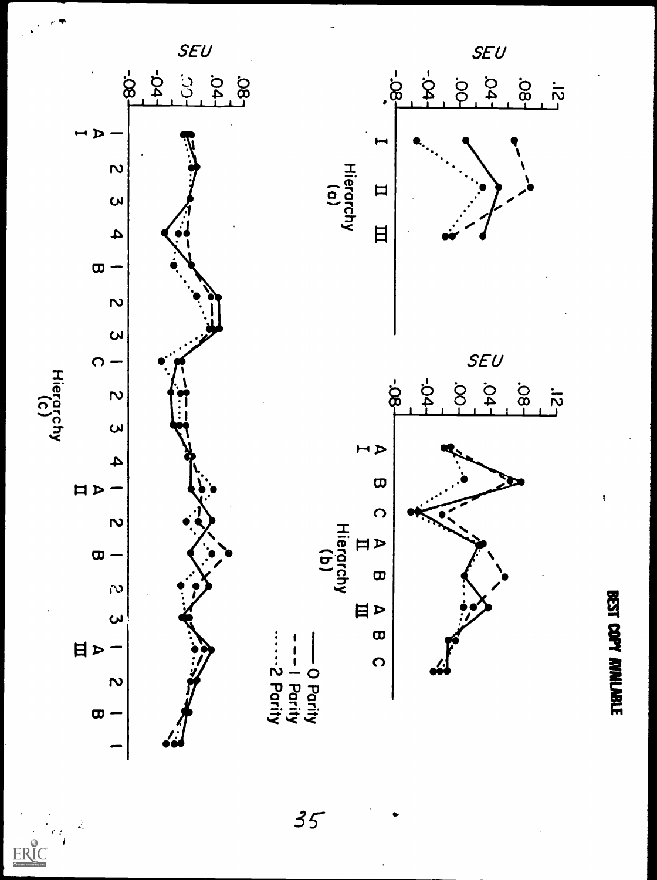BEST COPY AVAILABLE

SEU

Hierarchy
(a)

SEU

Hierarchy
(b)

—— 0 Parity
- - - 1 Parity
······ 2 Parity

SEU

Hierarchy
(c)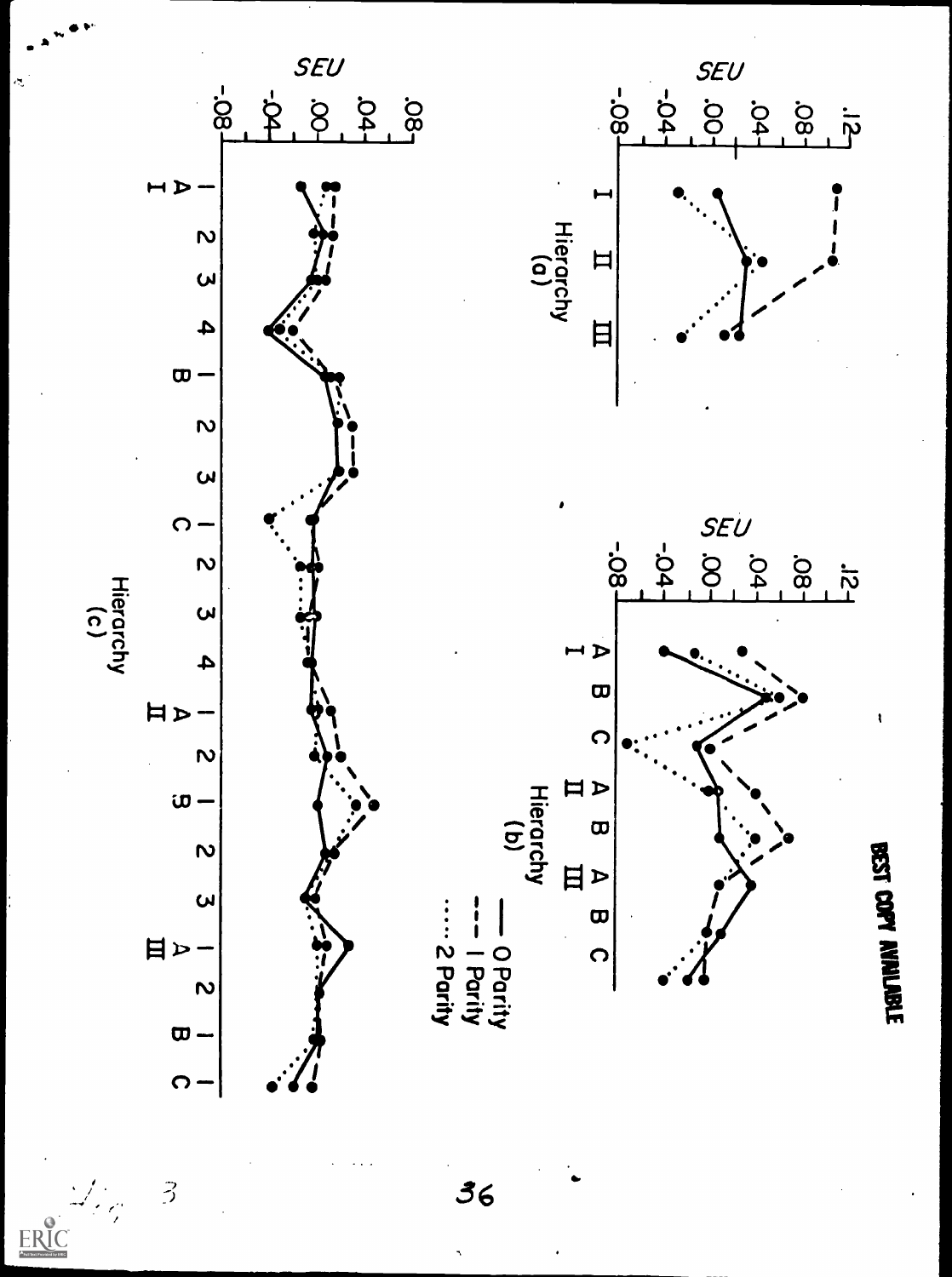BEST COPY AVAILABLE

SEU

.12
.08
.04
.00
-.04
-.08

I II III

Hierarchy
(a)

SEU

.12
.08
.04
.00
-.04
-.08

A B C A B A B C
I II III

Hierarchy
(b)

—— 0 Parity
- - - 1 Parity
······ 2 Parity

SEU

.08
.04
.00
-.04
-.08

A 1 2 3 4 B 1 2 3 C 1 2 3 4 A 1 2 B 1 2 3 A 1 2 B 1 C 1
I II III

Hierarchy
(c)

Fig. 3